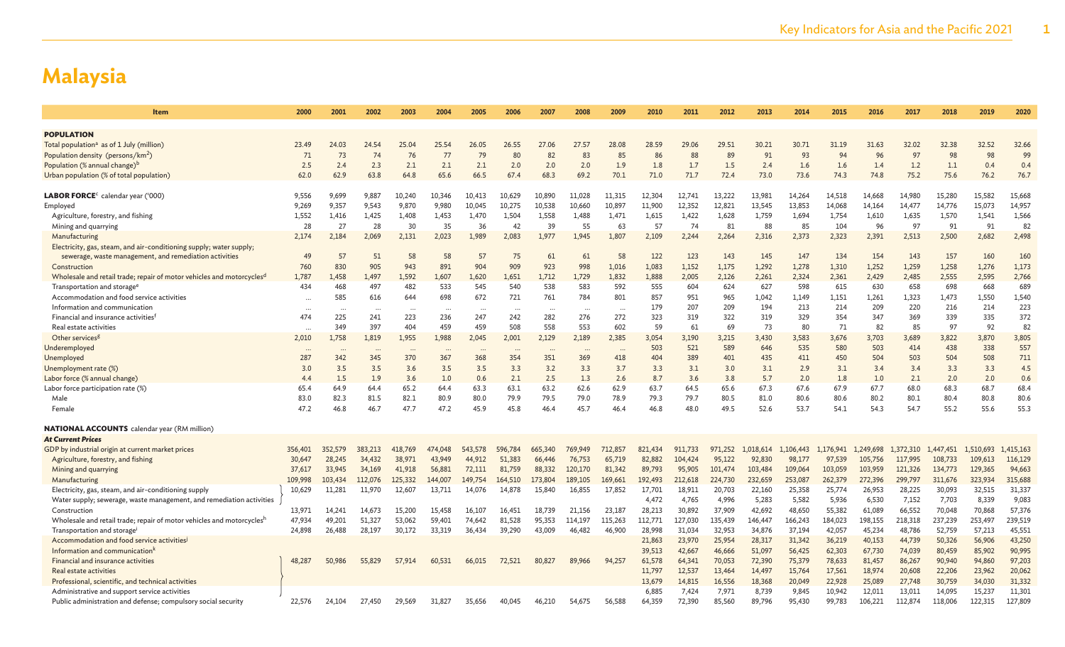# Malaysia

| Item | 2000 | 2001 | 2002 | 2003 | 2004 | 2005 | 2006 | 2007 | 2008 | 2009 | 2010 | 2011 | 2012 | 2013 | 2014 | 2015 | 2016 | 2017 | 2018 | 2019 | 2020 |
|---|---|---|---|---|---|---|---|---|---|---|---|---|---|---|---|---|---|---|---|---|---|
| **POPULATION** | | | | | | | | | | | | | | | | | | | | | |
| Total population[a] as of 1 July (million) | 23.49 | 24.03 | 24.54 | 25.04 | 25.54 | 26.05 | 26.55 | 27.06 | 27.57 | 28.08 | 28.59 | 29.06 | 29.51 | 30.21 | 30.71 | 31.19 | 31.63 | 32.02 | 32.38 | 32.52 | 32.66 |
| Population density (persons/km$^2$) | 71 | 73 | 74 | 76 | 77 | 79 | 80 | 82 | 83 | 85 | 86 | 88 | 89 | 91 | 93 | 94 | 96 | 97 | 98 | 98 | 99 |
| Population (% annual change)[b] | 2.5 | 2.4 | 2.3 | 2.1 | 2.1 | 2.1 | 2.0 | 2.0 | 2.0 | 1.9 | 1.8 | 1.7 | 1.5 | 2.4 | 1.6 | 1.6 | 1.4 | 1.2 | 1.1 | 0.4 | 0.4 |
| Urban population (% of total population) | 62.0 | 62.9 | 63.8 | 64.8 | 65.6 | 66.5 | 67.4 | 68.3 | 69.2 | 70.1 | 71.0 | 71.7 | 72.4 | 73.0 | 73.6 | 74.3 | 74.8 | 75.2 | 75.6 | 76.2 | 76.7 |
| **LABOR FORCE**[c] calendar year ('000) | 9,556 | 9,699 | 9,887 | 10,240 | 10,346 | 10,413 | 10,629 | 10,890 | 11,028 | 11,315 | 12,304 | 12,741 | 13,222 | 13,981 | 14,264 | 14,518 | 14,668 | 14,980 | 15,280 | 15,582 | 15,668 |
| Employed | 9,269 | 9,357 | 9,543 | 9,870 | 9,980 | 10,045 | 10,275 | 10,538 | 10,660 | 10,897 | 11,900 | 12,352 | 12,821 | 13,545 | 13,853 | 14,068 | 14,164 | 14,477 | 14,776 | 15,073 | 14,957 |
| Agriculture, forestry, and fishing | 1,552 | 1,416 | 1,425 | 1,408 | 1,453 | 1,470 | 1,504 | 1,558 | 1,488 | 1,471 | 1,615 | 1,422 | 1,628 | 1,759 | 1,694 | 1,754 | 1,610 | 1,635 | 1,570 | 1,541 | 1,566 |
| Mining and quarrying | 28 | 27 | 28 | 30 | 35 | 36 | 42 | 39 | 55 | 63 | 57 | 74 | 81 | 88 | 85 | 104 | 96 | 97 | 91 | 91 | 82 |
| Manufacturing | 2,174 | 2,184 | 2,069 | 2,131 | 2,023 | 1,989 | 2,083 | 1,977 | 1,945 | 1,807 | 2,109 | 2,244 | 2,264 | 2,316 | 2,373 | 2,323 | 2,391 | 2,513 | 2,500 | 2,682 | 2,498 |
| Electricity, gas, steam, and air-conditioning supply; water supply; sewerage, waste management, and remediation activities | 49 | 57 | 51 | 58 | 58 | 57 | 75 | 61 | 61 | 58 | 122 | 123 | 143 | 145 | 147 | 134 | 154 | 143 | 157 | 160 | 160 |
| Construction | 760 | 830 | 905 | 943 | 891 | 904 | 909 | 923 | 998 | 1,016 | 1,083 | 1,152 | 1,175 | 1,292 | 1,278 | 1,310 | 1,252 | 1,259 | 1,258 | 1,276 | 1,173 |
| Wholesale and retail trade; repair of motor vehicles and motorcycles[d] | 1,787 | 1,458 | 1,497 | 1,592 | 1,607 | 1,620 | 1,651 | 1,712 | 1,729 | 1,832 | 1,888 | 2,005 | 2,126 | 2,261 | 2,324 | 2,361 | 2,429 | 2,485 | 2,555 | 2,595 | 2,766 |
| Transportation and storage[e] | 434 | 468 | 497 | 482 | 533 | 545 | 540 | 538 | 583 | 592 | 555 | 604 | 624 | 627 | 598 | 615 | 630 | 658 | 698 | 668 | 689 |
| Accommodation and food service activities | ... | 585 | 616 | 644 | 698 | 672 | 721 | 761 | 784 | 801 | 857 | 951 | 965 | 1,042 | 1,149 | 1,151 | 1,261 | 1,323 | 1,473 | 1,550 | 1,540 |
| Information and communication | ... | ... | ... | ... | ... | ... | ... | ... | ... | ... | 179 | 207 | 209 | 194 | 213 | 214 | 209 | 220 | 216 | 214 | 223 |
| Financial and insurance activities[f] | 474 | 225 | 241 | 223 | 236 | 247 | 242 | 282 | 276 | 272 | 323 | 319 | 322 | 319 | 329 | 354 | 347 | 369 | 339 | 335 | 372 |
| Real estate activities | ... | 349 | 397 | 404 | 459 | 459 | 508 | 558 | 553 | 602 | 59 | 61 | 69 | 73 | 80 | 71 | 82 | 85 | 97 | 92 | 82 |
| Other services[g] | 2,010 | 1,758 | 1,819 | 1,955 | 1,988 | 2,045 | 2,001 | 2,129 | 2,189 | 2,385 | 3,054 | 3,190 | 3,215 | 3,430 | 3,583 | 3,676 | 3,703 | 3,689 | 3,822 | 3,870 | 3,805 |
| Underemployed | ... | ... | ... | ... | ... | ... | ... | ... | ... | ... | 503 | 521 | 589 | 646 | 535 | 580 | 503 | 414 | 438 | 338 | 557 |
| Unemployed | 287 | 342 | 345 | 370 | 367 | 368 | 354 | 351 | 369 | 418 | 404 | 389 | 401 | 435 | 411 | 450 | 504 | 503 | 504 | 508 | 711 |
| Unemployment rate (%) | 3.0 | 3.5 | 3.5 | 3.6 | 3.5 | 3.5 | 3.3 | 3.2 | 3.3 | 3.7 | 3.3 | 3.1 | 3.0 | 3.1 | 2.9 | 3.1 | 3.4 | 3.4 | 3.3 | 3.3 | 4.5 |
| Labor force (% annual change) | 4.4 | 1.5 | 1.9 | 3.6 | 1.0 | 0.6 | 2.1 | 2.5 | 1.3 | 2.6 | 8.7 | 3.6 | 3.8 | 5.7 | 2.0 | 1.8 | 1.0 | 2.1 | 2.0 | 2.0 | 0.6 |
| Labor force participation rate (%) | 65.4 | 64.9 | 64.4 | 65.2 | 64.4 | 63.3 | 63.1 | 63.2 | 62.6 | 62.9 | 63.7 | 64.5 | 65.6 | 67.3 | 67.6 | 67.9 | 67.7 | 68.0 | 68.3 | 68.7 | 68.4 |
| Male | 83.0 | 82.3 | 81.5 | 82.1 | 80.9 | 80.0 | 79.9 | 79.5 | 79.0 | 78.9 | 79.3 | 79.7 | 80.5 | 81.0 | 80.6 | 80.6 | 80.2 | 80.1 | 80.4 | 80.8 | 80.6 |
| Female | 47.2 | 46.8 | 46.7 | 47.7 | 47.2 | 45.9 | 45.8 | 46.4 | 45.7 | 46.4 | 46.8 | 48.0 | 49.5 | 52.6 | 53.7 | 54.1 | 54.3 | 54.7 | 55.2 | 55.6 | 55.3 |
| **NATIONAL ACCOUNTS** calendar year (RM million) | | | | | | | | | | | | | | | | | | | | | |
| ***At Current Prices*** | | | | | | | | | | | | | | | | | | | | | |
| GDP by industrial origin at current market prices | 356,401 | 352,579 | 383,213 | 418,769 | 474,048 | 543,578 | 596,784 | 665,340 | 769,949 | 712,857 | 821,434 | 911,733 | 971,252 | 1,018,614 | 1,106,443 | 1,176,941 | 1,249,698 | 1,372,310 | 1,447,451 | 1,510,693 | 1,415,163 |
| Agriculture, forestry, and fishing | 30,647 | 28,245 | 34,432 | 38,971 | 43,949 | 44,912 | 51,383 | 66,446 | 76,753 | 65,719 | 82,882 | 104,424 | 95,122 | 92,830 | 98,177 | 97,539 | 105,756 | 117,995 | 108,733 | 109,613 | 116,129 |
| Mining and quarrying | 37,617 | 33,945 | 34,169 | 41,918 | 56,881 | 72,111 | 81,759 | 88,332 | 120,170 | 81,342 | 89,793 | 95,905 | 101,474 | 103,484 | 109,064 | 103,059 | 103,959 | 121,326 | 134,773 | 129,365 | 94,663 |
| Manufacturing | 109,998 | 103,434 | 112,076 | 125,332 | 144,007 | 149,754 | 164,510 | 173,804 | 189,105 | 169,661 | 192,493 | 212,618 | 224,730 | 232,659 | 253,087 | 262,379 | 272,396 | 299,797 | 311,676 | 323,934 | 315,688 |
| Electricity, gas, steam, and air-conditioning supply | 10,629 | 11,281 | 11,970 | 12,607 | 13,711 | 14,076 | 14,878 | 15,840 | 16,855 | 17,852 | 17,701 | 18,911 | 20,703 | 22,160 | 25,358 | 25,774 | 26,953 | 28,225 | 30,093 | 32,515 | 31,337 |
| Water supply; sewerage, waste management, and remediation activities | | | | | | | | | | | 4,472 | 4,765 | 4,996 | 5,283 | 5,582 | 5,936 | 6,530 | 7,152 | 7,703 | 8,339 | 9,083 |
| Construction | 13,971 | 14,241 | 14,673 | 15,200 | 15,458 | 16,107 | 16,451 | 18,739 | 21,156 | 23,187 | 28,213 | 30,892 | 37,909 | 42,692 | 48,650 | 55,382 | 61,089 | 66,552 | 70,048 | 70,868 | 57,376 |
| Wholesale and retail trade; repair of motor vehicles and motorcycles[h] | 47,934 | 49,201 | 51,327 | 53,062 | 59,401 | 74,642 | 81,528 | 95,353 | 114,197 | 115,263 | 112,771 | 127,030 | 135,439 | 146,447 | 166,243 | 184,023 | 198,155 | 218,318 | 237,239 | 253,497 | 239,519 |
| Transportation and storage[i] | 24,898 | 26,488 | 28,197 | 30,172 | 33,319 | 36,434 | 39,290 | 43,009 | 46,482 | 46,900 | 28,998 | 31,034 | 32,953 | 34,876 | 37,194 | 42,057 | 45,234 | 48,786 | 52,759 | 57,213 | 45,551 |
| Accommodation and food service activities[j] | | | | | | | | | | | 21,863 | 23,970 | 25,954 | 28,317 | 31,342 | 36,219 | 40,153 | 44,739 | 50,326 | 56,906 | 43,250 |
| Information and communication[k] | | | | | | | | | | | 39,513 | 42,667 | 46,666 | 51,097 | 56,425 | 62,303 | 67,730 | 74,039 | 80,459 | 85,902 | 90,995 |
| Financial and insurance activities | 48,287 | 50,986 | 55,829 | 57,914 | 60,531 | 66,015 | 72,521 | 80,827 | 89,966 | 94,257 | 61,578 | 64,341 | 70,053 | 72,390 | 75,379 | 78,633 | 81,457 | 86,267 | 90,940 | 94,860 | 97,203 |
| Real estate activities | | | | | | | | | | | 11,797 | 12,537 | 13,464 | 14,497 | 15,764 | 17,561 | 18,974 | 20,608 | 22,206 | 23,962 | 20,062 |
| Professional, scientific, and technical activities | | | | | | | | | | | 13,679 | 14,815 | 16,556 | 18,368 | 20,049 | 22,928 | 25,089 | 27,748 | 30,759 | 34,030 | 31,332 |
| Administrative and support service activities | | | | | | | | | | | 6,885 | 7,424 | 7,971 | 8,739 | 9,845 | 10,942 | 12,011 | 13,011 | 14,095 | 15,237 | 11,301 |
| Public administration and defense; compulsory social security | 22,576 | 24,104 | 27,450 | 29,569 | 31,827 | 35,656 | 40,045 | 46,210 | 54,675 | 56,588 | 64,359 | 72,390 | 85,560 | 89,796 | 95,430 | 99,783 | 106,221 | 112,874 | 118,006 | 122,315 | 127,809 |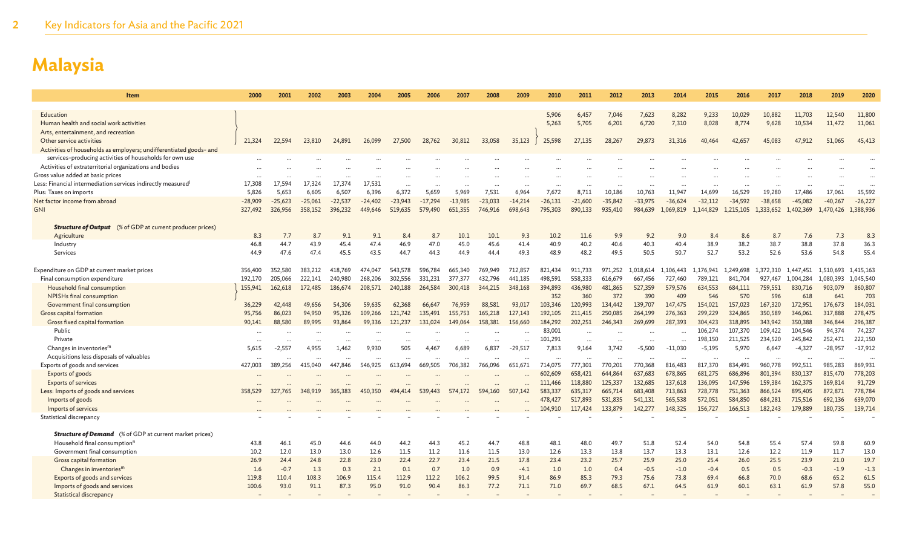# Malaysia

| Item | 2000 | 2001 | 2002 | 2003 | 2004 | 2005 | 2006 | 2007 | 2008 | 2009 | 2010 | 2011 | 2012 | 2013 | 2014 | 2015 | 2016 | 2017 | 2018 | 2019 | 2020 |
|---|---|---|---|---|---|---|---|---|---|---|---|---|---|---|---|---|---|---|---|---|---|
| Education | | | | | | | | | | | 5,906 | 6,457 | 7,046 | 7,623 | 8,282 | 9,233 | 10,029 | 10,882 | 11,703 | 12,540 | 11,800 |
| Human health and social work activities | | | | | | | | | | | 5,263 | 5,705 | 6,201 | 6,720 | 7,310 | 8,028 | 8,774 | 9,628 | 10,534 | 11,472 | 11,061 |
| Arts, entertainment, and recreation | | | | | | | | | | | | | | | | | | | | | |
| Other service activities | 21,324 | 22,594 | 23,810 | 24,891 | 26,099 | 27,500 | 28,762 | 30,812 | 33,058 | 35,123 | 25,598 | 27,135 | 28,267 | 29,873 | 31,316 | 40,464 | 42,657 | 45,083 | 47,912 | 51,065 | 45,413 |
| Activities of households as employers; undifferentiated goods- and services-producing activities of households for own use | … | … | … | … | … | … | … | … | … | … | … | … | … | … | … | … | … | … | … | … | … |
| Activities of extraterritorial organizations and bodies | … | … | … | … | … | … | … | … | … | … | … | … | … | … | … | … | … | … | … | … | … |
| Gross value added at basic prices | … | … | … | … | … | … | … | … | … | … | … | … | … | … | … | … | … | … | … | … | … |
| Less: Financial intermediation services indirectly measured[l] | 17,308 | 17,594 | 17,324 | 17,374 | 17,531 | … | … | … | … | … | … | … | … | … | … | … | … | … | … | … | … |
| Plus: Taxes on imports | 5,826 | 5,653 | 6,605 | 6,507 | 6,396 | 6,372 | 5,659 | 5,969 | 7,531 | 6,964 | 7,672 | 8,711 | 10,186 | 10,763 | 11,947 | 14,699 | 16,529 | 19,280 | 17,486 | 17,061 | 15,592 |
| Net factor income from abroad | -28,909 | -25,623 | -25,061 | -22,537 | -24,402 | -23,943 | -17,294 | -13,985 | -23,033 | -14,214 | -26,131 | -21,600 | -35,842 | -33,975 | -36,624 | -32,112 | -34,592 | -38,658 | -45,082 | -40,267 | -26,227 |
| GNI | 327,492 | 326,956 | 358,152 | 396,232 | 449,646 | 519,635 | 579,490 | 651,355 | 746,916 | 698,643 | 795,303 | 890,133 | 935,410 | 984,639 | 1,069,819 | 1,144,829 | 1,215,105 | 1,333,652 | 1,402,369 | 1,470,426 | 1,388,936 |
| ***Structure of Output*** (% of GDP at current producer prices) | | | | | | | | | | | | | | | | | | | | | |
| Agriculture | 8.3 | 7.7 | 8.7 | 9.1 | 9.1 | 8.4 | 8.7 | 10.1 | 10.1 | 9.3 | 10.2 | 11.6 | 9.9 | 9.2 | 9.0 | 8.4 | 8.6 | 8.7 | 7.6 | 7.3 | 8.3 |
| Industry | 46.8 | 44.7 | 43.9 | 45.4 | 47.4 | 46.9 | 47.0 | 45.0 | 45.6 | 41.4 | 40.9 | 40.2 | 40.6 | 40.3 | 40.4 | 38.9 | 38.2 | 38.7 | 38.8 | 37.8 | 36.3 |
| Services | 44.9 | 47.6 | 47.4 | 45.5 | 43.5 | 44.7 | 44.3 | 44.9 | 44.4 | 49.3 | 48.9 | 48.2 | 49.5 | 50.5 | 50.7 | 52.7 | 53.2 | 52.6 | 53.6 | 54.8 | 55.4 |
| Expenditure on GDP at current market prices | 356,400 | 352,580 | 383,212 | 418,769 | 474,047 | 543,578 | 596,784 | 665,340 | 769,949 | 712,857 | 821,434 | 911,733 | 971,252 | 1,018,614 | 1,106,443 | 1,176,941 | 1,249,698 | 1,372,310 | 1,447,451 | 1,510,693 | 1,415,163 |
| Final consumption expenditure | 192,170 | 205,066 | 222,141 | 240,980 | 268,206 | 302,556 | 331,231 | 377,377 | 432,796 | 441,185 | 498,591 | 558,333 | 616,679 | 667,456 | 727,460 | 789,121 | 841,704 | 927,467 | 1,004,284 | 1,080,393 | 1,045,540 |
| Household final consumption | 155,941 | 162,618 | 172,485 | 186,674 | 208,571 | 240,188 | 264,584 | 300,418 | 344,215 | 348,168 | 394,893 | 436,980 | 481,865 | 527,359 | 579,576 | 634,553 | 684,111 | 759,551 | 830,716 | 903,079 | 860,807 |
| NPISHs final consumption | | | | | | | | | | | 352 | 360 | 372 | 390 | 409 | 546 | 570 | 596 | 618 | 641 | 703 |
| Government final consumption | 36,229 | 42,448 | 49,656 | 54,306 | 59,635 | 62,368 | 66,647 | 76,959 | 88,581 | 93,017 | 103,346 | 120,993 | 134,442 | 139,707 | 147,475 | 154,021 | 157,023 | 167,320 | 172,951 | 176,673 | 184,031 |
| Gross capital formation | 95,756 | 86,023 | 94,950 | 95,326 | 109,266 | 121,742 | 135,491 | 155,753 | 165,218 | 127,143 | 192,105 | 211,415 | 250,085 | 264,199 | 276,363 | 299,229 | 324,865 | 350,589 | 346,061 | 317,888 | 278,475 |
| Gross fixed capital formation | 90,141 | 88,580 | 89,995 | 93,864 | 99,336 | 121,237 | 131,024 | 149,064 | 158,381 | 156,660 | 184,292 | 202,251 | 246,343 | 269,699 | 287,393 | 304,423 | 318,895 | 343,942 | 350,388 | 346,844 | 296,387 |
| Public | … | … | … | … | … | … | … | … | … | … | 83,001 | … | … | … | … | 106,274 | 107,370 | 109,422 | 104,546 | 94,374 | 74,237 |
| Private | … | … | … | … | … | … | … | … | … | … | 101,291 | … | … | … | … | 198,150 | 211,525 | 234,520 | 245,842 | 252,471 | 222,150 |
| Changes in inventories[m] | 5,615 | -2,557 | 4,955 | 1,462 | 9,930 | 505 | 4,467 | 6,689 | 6,837 | -29,517 | 7,813 | 9,164 | 3,742 | -5,500 | -11,030 | -5,195 | 5,970 | 6,647 | -4,327 | -28,957 | -17,912 |
| Acquisitions less disposals of valuables | … | … | … | … | … | … | … | … | … | … | … | … | … | … | … | … | … | … | … | … | … |
| Exports of goods and services | 427,003 | 389,256 | 415,040 | 447,846 | 546,925 | 613,694 | 669,505 | 706,382 | 766,096 | 651,671 | 714,075 | 777,301 | 770,201 | 770,368 | 816,483 | 817,370 | 834,491 | 960,778 | 992,511 | 985,283 | 869,931 |
| Exports of goods | … | … | … | … | … | … | … | … | … | … | 602,609 | 658,421 | 644,864 | 637,683 | 678,865 | 681,275 | 686,896 | 801,394 | 830,137 | 815,470 | 778,203 |
| Exports of services | … | … | … | … | … | … | … | … | … | … | 111,466 | 118,880 | 125,337 | 132,685 | 137,618 | 136,095 | 147,596 | 159,384 | 162,375 | 169,814 | 91,729 |
| Less: Imports of goods and services | 358,529 | 327,765 | 348,919 | 365,383 | 450,350 | 494,414 | 539,443 | 574,172 | 594,160 | 507,142 | 583,337 | 635,317 | 665,714 | 683,408 | 713,863 | 728,778 | 751,363 | 866,524 | 895,405 | 872,871 | 778,784 |
| Imports of goods | … | … | … | … | … | … | … | … | … | … | 478,427 | 517,893 | 531,835 | 541,131 | 565,538 | 572,051 | 584,850 | 684,281 | 715,526 | 692,136 | 639,070 |
| Imports of services | … | … | … | … | … | … | … | … | … | … | 104,910 | 117,424 | 133,879 | 142,277 | 148,325 | 156,727 | 166,513 | 182,243 | 179,889 | 180,735 | 139,714 |
| Statistical discrepancy | – | – | – | – | – | – | – | – | – | – | – | – | – | – | – | – | – | – | – | – | – |
| ***Structure of Demand*** (% of GDP at current market prices) | | | | | | | | | | | | | | | | | | | | | |
| Household final consumption[n] | 43.8 | 46.1 | 45.0 | 44.6 | 44.0 | 44.2 | 44.3 | 45.2 | 44.7 | 48.8 | 48.1 | 48.0 | 49.7 | 51.8 | 52.4 | 54.0 | 54.8 | 55.4 | 57.4 | 59.8 | 60.9 |
| Government final consumption | 10.2 | 12.0 | 13.0 | 13.0 | 12.6 | 11.5 | 11.2 | 11.6 | 11.5 | 13.0 | 12.6 | 13.3 | 13.8 | 13.7 | 13.3 | 13.1 | 12.6 | 12.2 | 11.9 | 11.7 | 13.0 |
| Gross capital formation | 26.9 | 24.4 | 24.8 | 22.8 | 23.0 | 22.4 | 22.7 | 23.4 | 21.5 | 17.8 | 23.4 | 23.2 | 25.7 | 25.9 | 25.0 | 25.4 | 26.0 | 25.5 | 23.9 | 21.0 | 19.7 |
| Changes in inventories[m] | 1.6 | -0.7 | 1.3 | 0.3 | 2.1 | 0.1 | 0.7 | 1.0 | 0.9 | -4.1 | 1.0 | 1.0 | 0.4 | -0.5 | -1.0 | -0.4 | 0.5 | 0.5 | -0.3 | -1.9 | -1.3 |
| Exports of goods and services | 119.8 | 110.4 | 108.3 | 106.9 | 115.4 | 112.9 | 112.2 | 106.2 | 99.5 | 91.4 | 86.9 | 85.3 | 79.3 | 75.6 | 73.8 | 69.4 | 66.8 | 70.0 | 68.6 | 65.2 | 61.5 |
| Imports of goods and services | 100.6 | 93.0 | 91.1 | 87.3 | 95.0 | 91.0 | 90.4 | 86.3 | 77.2 | 71.1 | 71.0 | 69.7 | 68.5 | 67.1 | 64.5 | 61.9 | 60.1 | 63.1 | 61.9 | 57.8 | 55.0 |
| Statistical discrepancy | – | – | – | – | – | – | – | – | – | – | – | – | – | – | – | – | – | – | – | – | – |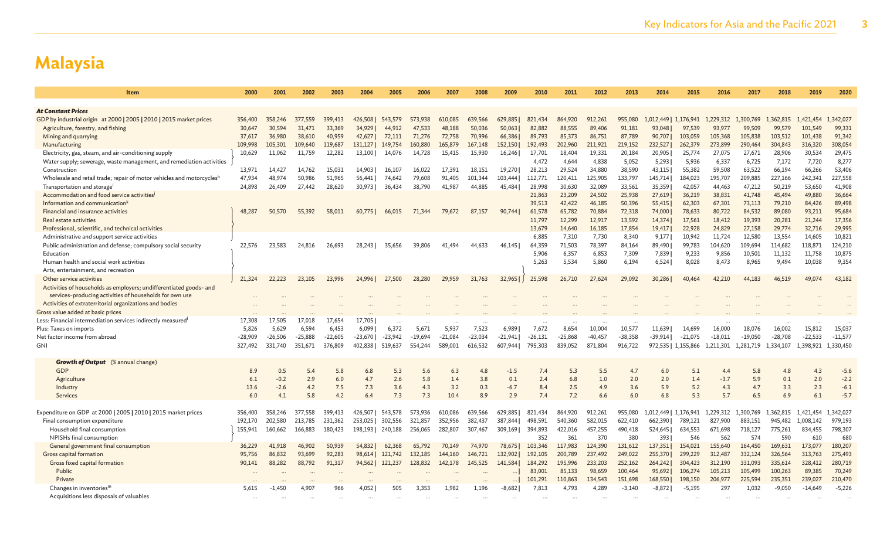# Malaysia

| Item | 2000 | 2001 | 2002 | 2003 | 2004 | 2005 | 2006 | 2007 | 2008 | 2009 | 2010 | 2011 | 2012 | 2013 | 2014 | 2015 | 2016 | 2017 | 2018 | 2019 | 2020 |
|---|---|---|---|---|---|---|---|---|---|---|---|---|---|---|---|---|---|---|---|---|---|
| ***At Constant Prices*** | | | | | | | | | | | | | | | | | | | | | |
| GDP by industrial origin at 2000 \| 2005 \| 2010 \| 2015 market prices | 356,400 | 358,246 | 377,559 | 399,413 | 426,508 \| | 543,579 | 573,938 | 610,085 | 639,566 | 629,885 \| | 821,434 | 864,920 | 912,261 | 955,080 | 1,012,449 \| | 1,176,941 | 1,229,312 | 1,300,769 | 1,362,815 | 1,421,454 | 1,342,027 |
| Agriculture, forestry, and fishing | 30,647 | 30,594 | 31,471 | 33,369 | 34,929 \| | 44,912 | 47,533 | 48,188 | 50,036 | 50,063 \| | 82,882 | 88,555 | 89,406 | 91,181 | 93,048 \| | 97,539 | 93,977 | 99,509 | 99,579 | 101,549 | 99,331 |
| Mining and quarrying | 37,617 | 36,980 | 38,610 | 40,959 | 42,627 \| | 72,111 | 71,276 | 72,758 | 70,996 | 66,386 \| | 89,793 | 85,373 | 86,751 | 87,789 | 90,707 \| | 103,059 | 105,368 | 105,838 | 103,512 | 101,438 | 91,342 |
| Manufacturing | 109,998 | 105,301 | 109,640 | 119,687 | 131,127 \| | 149,754 | 160,880 | 165,879 | 167,148 | 152,150 \| | 192,493 | 202,960 | 211,921 | 219,152 | 232,527 \| | 262,379 | 273,899 | 290,464 | 304,843 | 316,320 | 308,054 |
| Electricity, gas, steam, and air-conditioning supply | 10,629 | 11,062 | 11,759 | 12,282 | 13,100 \| | 14,076 | 14,728 | 15,415 | 15,930 | 16,246 \| | 17,701 | 18,404 | 19,331 | 20,184 | 20,905 \| | 25,774 | 27,075 | 27,671 | 28,906 | 30,534 | 29,475 |
| Water supply; sewerage, waste management, and remediation activities | | | | | | | | | | | 4,472 | 4,644 | 4,838 | 5,052 | 5,293 \| | 5,936 | 6,337 | 6,725 | 7,172 | 7,720 | 8,277 |
| Construction | 13,971 | 14,427 | 14,762 | 15,031 | 14,903 \| | 16,107 | 16,022 | 17,391 | 18,151 | 19,270 \| | 28,213 | 29,524 | 34,880 | 38,590 | 43,115 \| | 55,382 | 59,508 | 63,522 | 66,194 | 66,266 | 53,406 |
| Wholesale and retail trade; repair of motor vehicles and motorcycles[h] | 47,934 | 48,974 | 50,986 | 51,965 | 56,441 \| | 74,642 | 79,608 | 91,405 | 101,344 | 103,444 \| | 112,771 | 120,411 | 125,905 | 133,797 | 145,714 \| | 184,023 | 195,707 | 209,885 | 227,166 | 242,341 | 227,558 |
| Transportation and storage[i] | 24,898 | 26,409 | 27,442 | 28,620 | 30,973 \| | 36,434 | 38,790 | 41,987 | 44,885 | 45,484 \| | 28,998 | 30,630 | 32,089 | 33,561 | 35,359 \| | 42,057 | 44,463 | 47,212 | 50,219 | 53,650 | 41,908 |
| Accommodation and food service activities[j] | | | | | | | | | | | 21,863 | 23,209 | 24,502 | 25,938 | 27,619 \| | 36,219 | 38,831 | 41,748 | 45,494 | 49,880 | 36,664 |
| Information and communication[k] | | | | | | | | | | | 39,513 | 42,422 | 46,185 | 50,396 | 55,415 \| | 62,303 | 67,301 | 73,113 | 79,210 | 84,426 | 89,498 |
| Financial and insurance activities | 48,287 | 50,570 | 55,392 | 58,011 | 60,775 \| | 66,015 | 71,344 | 79,672 | 87,157 | 90,744 \| | 61,578 | 65,782 | 70,884 | 72,318 | 74,000 \| | 78,633 | 80,722 | 84,532 | 89,080 | 93,211 | 95,684 |
| Real estate activities | | | | | | | | | | | 11,797 | 12,299 | 12,917 | 13,592 | 14,374 \| | 17,561 | 18,412 | 19,393 | 20,281 | 21,244 | 17,356 |
| Professional, scientific, and technical activities | | | | | | | | | | | 13,679 | 14,640 | 16,185 | 17,854 | 19,417 \| | 22,928 | 24,829 | 27,158 | 29,774 | 32,716 | 29,995 |
| Administrative and support service activities | | | | | | | | | | | 6,885 | 7,310 | 7,730 | 8,340 | 9,177 \| | 10,942 | 11,724 | 12,580 | 13,554 | 14,605 | 10,821 |
| Public administration and defense; compulsory social security | 22,576 | 23,583 | 24,816 | 26,693 | 28,243 \| | 35,656 | 39,806 | 41,494 | 44,633 | 46,145 \| | 64,359 | 71,503 | 78,397 | 84,164 | 89,490 \| | 99,783 | 104,620 | 109,694 | 114,682 | 118,871 | 124,210 |
| Education | | | | | | | | | | | 5,906 | 6,357 | 6,853 | 7,309 | 7,839 \| | 9,233 | 9,856 | 10,501 | 11,132 | 11,758 | 10,875 |
| Human health and social work activities | | | | | | | | | | | 5,263 | 5,534 | 5,860 | 6,194 | 6,524 \| | 8,028 | 8,473 | 8,965 | 9,494 | 10,038 | 9,354 |
| Arts, entertainment, and recreation | | | | | | | | | | | | | | | | | | | | | |
| Other service activities | 21,324 | 22,223 | 23,105 | 23,996 | 24,996 \| | 27,500 | 28,280 | 29,959 | 31,763 | 32,965 \| | 25,598 | 26,710 | 27,624 | 29,092 | 30,286 \| | 40,464 | 42,210 | 44,183 | 46,519 | 49,074 | 43,182 |
| Activities of households as employers; undifferentiated goods- and services-producing activities of households for own use | ... | ... | ... | ... | ... | ... | ... | ... | ... | ... | ... | ... | ... | ... | ... | ... | ... | ... | ... | ... | ... |
| Activities of extraterritorial organizations and bodies | ... | ... | ... | ... | ... | ... | ... | ... | ... | ... | ... | ... | ... | ... | ... | ... | ... | ... | ... | ... | ... |
| Gross value added at basic prices | ... | ... | ... | ... | ... | ... | ... | ... | ... | ... | ... | ... | ... | ... | ... | ... | ... | ... | ... | ... | ... |
| Less: Financial intermediation services indirectly measured[l] | 17,308 | 17,505 | 17,018 | 17,654 | 17,705 \| | ... | ... | ... | ... | ... | ... | ... | ... | ... | ... | ... | ... | ... | ... | ... | ... |
| Plus: Taxes on imports | 5,826 | 5,629 | 6,594 | 6,453 | 6,099 \| | 6,372 | 5,671 | 5,937 | 7,523 | 6,989 \| | 7,672 | 8,654 | 10,004 | 10,577 | 11,639 \| | 14,699 | 16,000 | 18,076 | 16,002 | 15,812 | 15,037 |
| Net factor income from abroad | -28,909 | -26,506 | -25,888 | -22,605 | -23,670 \| | -23,942 | -19,694 | -21,084 | -23,034 | -21,941 \| | -26,131 | -25,868 | -40,457 | -38,358 | -39,914 \| | -21,075 | -18,011 | -19,050 | -28,708 | -22,533 | -11,577 |
| GNI | 327,492 | 331,740 | 351,671 | 376,809 | 402,838 \| | 519,637 | 554,244 | 589,001 | 616,532 | 607,944 \| | 795,303 | 839,052 | 871,804 | 916,722 | 972,535 \| | 1,155,866 | 1,211,301 | 1,281,719 | 1,334,107 | 1,398,921 | 1,330,450 |
| ***Growth of Output*** (% annual change) | | | | | | | | | | | | | | | | | | | | | |
| GDP | 8.9 | 0.5 | 5.4 | 5.8 | 6.8 | 5.3 | 5.6 | 6.3 | 4.8 | -1.5 | 7.4 | 5.3 | 5.5 | 4.7 | 6.0 | 5.1 | 4.4 | 5.8 | 4.8 | 4.3 | -5.6 |
| Agriculture | 6.1 | -0.2 | 2.9 | 6.0 | 4.7 | 2.6 | 5.8 | 1.4 | 3.8 | 0.1 | 2.4 | 6.8 | 1.0 | 2.0 | 2.0 | 1.4 | -3.7 | 5.9 | 0.1 | 2.0 | -2.2 |
| Industry | 13.6 | -2.6 | 4.2 | 7.5 | 7.3 | 3.6 | 4.3 | 3.2 | 0.3 | -6.7 | 8.4 | 2.5 | 4.9 | 3.6 | 5.9 | 5.2 | 4.3 | 4.7 | 3.3 | 2.3 | -6.1 |
| Services | 6.0 | 4.1 | 5.8 | 4.2 | 6.4 | 7.3 | 7.3 | 10.4 | 8.9 | 2.9 | 7.4 | 7.2 | 6.6 | 6.0 | 6.8 | 5.3 | 5.7 | 6.5 | 6.9 | 6.1 | -5.7 |
| Expenditure on GDP at 2000 \| 2005 \| 2010 \| 2015 market prices | 356,400 | 358,246 | 377,558 | 399,413 | 426,507 \| | 543,578 | 573,936 | 610,086 | 639,566 | 629,885 \| | 821,434 | 864,920 | 912,261 | 955,080 | 1,012,449 \| | 1,176,941 | 1,229,312 | 1,300,769 | 1,362,815 | 1,421,454 | 1,342,027 |
| Final consumption expenditure | 192,170 | 202,580 | 213,785 | 231,362 | 253,025 \| | 302,556 | 321,857 | 352,956 | 382,437 | 387,844 \| | 498,591 | 540,360 | 582,015 | 622,410 | 662,390 \| | 789,121 | 827,900 | 883,151 | 945,482 | 1,008,142 | 979,193 |
| Household final consumption | 155,941 | 160,662 | 166,883 | 180,423 | 198,193 \| | 240,188 | 256,065 | 282,807 | 307,467 | 309,169 \| | 394,893 | 422,016 | 457,255 | 490,418 | 524,645 \| | 634,553 | 671,698 | 718,127 | 775,261 | 834,455 | 798,307 |
| NPISHs final consumption | | | | | | | | | | | 352 | 361 | 370 | 380 | 393 \| | 546 | 562 | 574 | 590 | 610 | 680 |
| General government final consumption | 36,229 | 41,918 | 46,902 | 50,939 | 54,832 \| | 62,368 | 65,792 | 70,149 | 74,970 | 78,675 \| | 103,346 | 117,983 | 124,390 | 131,612 | 137,351 \| | 154,021 | 155,640 | 164,450 | 169,631 | 173,077 | 180,207 |
| Gross capital formation | 95,756 | 86,832 | 93,699 | 92,283 | 98,614 \| | 121,742 | 132,185 | 144,160 | 146,721 | 132,902 \| | 192,105 | 200,789 | 237,492 | 249,022 | 255,370 \| | 299,229 | 312,487 | 332,124 | 326,564 | 313,763 | 275,493 |
| Gross fixed capital formation | 90,141 | 88,282 | 88,792 | 91,317 | 94,562 \| | 121,237 | 128,832 | 142,178 | 145,525 | 141,584 \| | 184,292 | 195,996 | 233,203 | 252,162 | 264,242 \| | 304,423 | 312,190 | 331,093 | 335,614 | 328,412 | 280,719 |
| Public | ... | ... | ... | ... | ... | ... | ... | ... | ... | ... \| | 83,001 | 85,133 | 98,659 | 100,464 | 95,692 \| | 106,274 | 105,213 | 105,499 | 100,263 | 89,385 | 70,249 |
| Private | ... | ... | ... | ... | ... | ... | ... | ... | ... | ... \| | 101,291 | 110,863 | 134,543 | 151,698 | 168,550 \| | 198,150 | 206,977 | 225,594 | 235,351 | 239,027 | 210,470 |
| Changes in inventories[m] | 5,615 | -1,450 | 4,907 | 966 | 4,052 \| | 505 | 3,353 | 1,982 | 1,196 | -8,682 \| | 7,813 | 4,793 | 4,289 | -3,140 | -8,872 \| | -5,195 | 297 | 1,032 | -9,050 | -14,649 | -5,226 |
| Acquisitions less disposals of valuables | ... | ... | ... | ... | ... | ... | ... | ... | ... | ... | ... | ... | ... | ... | ... | ... | ... | ... | ... | ... | ... |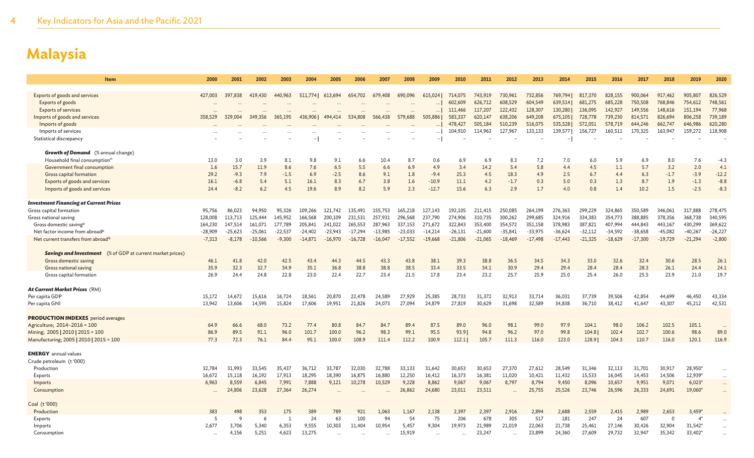# Malaysia

| Item | 2000 | 2001 | 2002 | 2003 | 2004 | 2005 | 2006 | 2007 | 2008 | 2009 | 2010 | 2011 | 2012 | 2013 | 2014 | 2015 | 2016 | 2017 | 2018 | 2019 | 2020 |
|---|---|---|---|---|---|---|---|---|---|---|---|---|---|---|---|---|---|---|---|---|---|
| Exports of goods and services | 427,003 | 397,838 | 419,430 | 440,963 | 511,774 \| | 613,694 | 654,702 | 679,408 | 690,096 | 615,024 \| | 714,075 | 743,919 | 730,961 | 732,856 | 769,794 \| | 817,370 | 828,155 | 900,064 | 917,462 | 905,807 | 826,529 |
| Exports of goods | … | … | … | … | … | … | … | … | … | … \| | 602,609 | 626,712 | 608,529 | 604,549 | 639,514 \| | 681,275 | 685,228 | 750,508 | 768,846 | 754,612 | 748,561 |
| Exports of services | … | … | … | … | … | … | … | … | … | … \| | 111,466 | 117,207 | 122,432 | 128,307 | 130,280 \| | 136,095 | 142,927 | 149,556 | 148,616 | 151,194 | 77,968 |
| Imports of goods and services | 358,529 | 329,004 | 349,356 | 365,195 | 436,906 \| | 494,414 | 534,808 | 566,438 | 579,688 | 505,886 \| | 583,337 | 620,147 | 638,206 | 649,208 | 675,105 \| | 728,778 | 739,230 | 814,571 | 826,694 | 806,258 | 739,189 |
| Imports of goods | … | … | … | … | … | … | … | … | … | … \| | 478,427 | 505,184 | 510,239 | 516,075 | 535,528 \| | 572,051 | 578,719 | 644,246 | 662,747 | 646,986 | 620,280 |
| Imports of services | … | … | … | … | … | … | … | … | … | … \| | 104,910 | 114,963 | 127,967 | 133,133 | 139,577 \| | 156,727 | 160,511 | 170,325 | 163,947 | 159,272 | 118,908 |
| Statistical discrepancy | – | – | – | – | – \| | – | – | – | – | – \| | – | – | – | – | – \| | – | – | – | – | – | – |
| ***Growth of Demand*** (% annual change) | | | | | | | | | | | | | | | | | | | | | |
| Household final consumption[n] | 13.0 | 3.0 | 3.9 | 8.1 | 9.8 | 9.1 | 6.6 | 10.4 | 8.7 | 0.6 | 6.9 | 6.9 | 8.3 | 7.2 | 7.0 | 6.0 | 5.9 | 6.9 | 8.0 | 7.6 | -4.3 |
| Government final consumption | 1.6 | 15.7 | 11.9 | 8.6 | 7.6 | 6.5 | 5.5 | 6.6 | 6.9 | 4.9 | 3.4 | 14.2 | 5.4 | 5.8 | 4.4 | 4.5 | 1.1 | 5.7 | 3.2 | 2.0 | 4.1 |
| Gross capital formation | 29.2 | -9.3 | 7.9 | -1.5 | 6.9 | -2.5 | 8.6 | 9.1 | 1.8 | -9.4 | 25.3 | 4.5 | 18.3 | 4.9 | 2.5 | 6.7 | 4.4 | 6.3 | -1.7 | -3.9 | -12.2 |
| Exports of goods and services | 16.1 | -6.8 | 5.4 | 5.1 | 16.1 | 8.3 | 6.7 | 3.8 | 1.6 | -10.9 | 11.1 | 4.2 | -1.7 | 0.3 | 5.0 | 0.3 | 1.3 | 8.7 | 1.9 | -1.3 | -8.8 |
| Imports of goods and services | 24.4 | -8.2 | 6.2 | 4.5 | 19.6 | 8.9 | 8.2 | 5.9 | 2.3 | -12.7 | 15.6 | 6.3 | 2.9 | 1.7 | 4.0 | 0.8 | 1.4 | 10.2 | 1.5 | -2.5 | -8.3 |
| ***Investment Financing at Current Prices*** | | | | | | | | | | | | | | | | | | | | | |
| Gross capital formation | 95,756 | 86,023 | 94,950 | 95,326 | 109,266 | 121,742 | 135,491 | 155,753 | 165,218 | 127,143 | 192,105 | 211,415 | 250,085 | 264,199 | 276,363 | 299,229 | 324,865 | 350,589 | 346,061 | 317,888 | 278,475 |
| Gross national saving | 128,008 | 113,713 | 125,444 | 145,952 | 166,568 | 200,109 | 231,531 | 257,931 | 296,568 | 237,790 | 274,906 | 310,735 | 300,262 | 299,685 | 324,916 | 334,383 | 354,773 | 388,885 | 378,356 | 368,738 | 340,595 |
| Gross domestic saving[o] | 164,230 | 147,514 | 161,071 | 177,789 | 205,841 | 241,022 | 265,553 | 287,963 | 337,153 | 271,672 | 322,843 | 353,400 | 354,572 | 351,158 | 378,983 | 387,821 | 407,994 | 444,843 | 443,167 | 430,299 | 369,622 |
| Net factor income from abroad[p] | -28,909 | -25,623 | -25,061 | -22,537 | -24,402 | -23,943 | -17,294 | -13,985 | -23,033 | -14,214 | -26,131 | -21,600 | -35,841 | -33,975 | -36,624 | -32,112 | -34,592 | -38,658 | -45,082 | -40,267 | -26,227 |
| Net current transfers from abroad[q] | -7,313 | -8,178 | -10,566 | -9,300 | -14,871 | -16,970 | -16,728 | -16,047 | -17,552 | -19,668 | -21,806 | -21,065 | -18,469 | -17,498 | -17,443 | -21,325 | -18,629 | -17,300 | -19,729 | -21,294 | -2,800 |
| ***Savings and Investment*** (% of GDP at current market prices) | | | | | | | | | | | | | | | | | | | | | |
| Gross domestic saving | 46.1 | 41.8 | 42.0 | 42.5 | 43.4 | 44.3 | 44.5 | 43.3 | 43.8 | 38.1 | 39.3 | 38.8 | 36.5 | 34.5 | 34.3 | 33.0 | 32.6 | 32.4 | 30.6 | 28.5 | 26.1 |
| Gross national saving | 35.9 | 32.3 | 32.7 | 34.9 | 35.1 | 36.8 | 38.8 | 38.8 | 38.5 | 33.4 | 33.5 | 34.1 | 30.9 | 29.4 | 29.4 | 28.4 | 28.4 | 28.3 | 26.1 | 24.4 | 24.1 |
| Gross capital formation | 26.9 | 24.4 | 24.8 | 22.8 | 23.0 | 22.4 | 22.7 | 23.4 | 21.5 | 17.8 | 23.4 | 23.2 | 25.7 | 25.9 | 25.0 | 25.4 | 26.0 | 25.5 | 23.9 | 21.0 | 19.7 |
| ***At Current Market Prices*** (RM) | | | | | | | | | | | | | | | | | | | | | |
| Per capita GDP | 15,172 | 14,672 | 15,616 | 16,724 | 18,561 | 20,870 | 22,478 | 24,589 | 27,929 | 25,385 | 28,733 | 31,372 | 32,913 | 33,714 | 36,031 | 37,739 | 39,506 | 42,854 | 44,699 | 46,450 | 43,334 |
| Per capita GNI | 13,942 | 13,606 | 14,595 | 15,824 | 17,606 | 19,951 | 21,826 | 24,073 | 27,094 | 24,879 | 27,819 | 30,629 | 31,698 | 32,589 | 34,838 | 36,710 | 38,412 | 41,647 | 43,307 | 45,212 | 42,531 |
| **PRODUCTION INDEXES** period averages | | | | | | | | | | | | | | | | | | | | | |
| Agriculture; 2014–2016 = 100 | 64.9 | 66.6 | 68.0 | 73.2 | 77.4 | 80.8 | 84.7 | 84.7 | 89.4 | 87.5 | 89.0 | 96.0 | 98.1 | 99.0 | 97.9 | 104.1 | 98.0 | 106.2 | 102.5 | 105.1 | … |
| Mining; 2005 \| 2010 \| 2015 = 100 | 86.9 | 89.5 | 91.1 | 96.0 | 101.7 | 100.0 | 96.2 | 98.3 | 99.1 | 95.5 | 93.9 \| | 94.8 | 96.2 | 97.0 | 99.8 | 104.8 \| | 102.4 | 102.7 | 100.6 | 98.6 | 89.0 |
| Manufacturing; 2005 \| 2010 \| 2015 = 100 | 77.3 | 72.3 | 76.1 | 84.4 | 95.1 | 100.0 | 108.9 | 111.4 | 112.2 | 100.9 | 112.1 \| | 105.7 | 111.3 | 116.0 | 123.0 | 128.9 \| | 104.3 | 110.7 | 116.0 | 120.1 | 116.9 |
| **ENERGY** annual values | | | | | | | | | | | | | | | | | | | | | |
| Crude petroleum (t '000) | | | | | | | | | | | | | | | | | | | | | |
| Production | 32,784 | 31,993 | 33,545 | 35,437 | 36,712 | 33,787 | 32,030 | 32,788 | 33,133 | 31,642 | 30,653 | 30,653 | 27,370 | 27,612 | 28,549 | 31,346 | 32,113 | 31,701 | 30,917 | 28,950* | … |
| Exports | 16,672 | 15,118 | 16,192 | 17,913 | 18,295 | 18,390 | 16,875 | 16,880 | 12,250 | 16,412 | 16,373 | 16,381 | 11,020 | 10,421 | 11,432 | 15,533 | 16,045 | 14,453 | 14,506 | 12,939* | … |
| Imports | 6,963 | 8,559 | 6,845 | 7,991 | 7,888 | 9,121 | 10,278 | 10,529 | 9,228 | 8,862 | 9,067 | 9,067 | 8,797 | 8,794 | 9,450 | 8,096 | 10,657 | 9,951 | 9,071 | 6,023* | … |
| Consumption | … | 24,806 | 23,628 | 27,364 | 26,274 | … | … | … | 26,862 | 24,680 | 23,011 | 23,511 | … | 25,755 | 25,526 | 23,746 | 26,596 | 26,333 | 24,691 | 19,060* | … |
| Coal (t '000) | | | | | | | | | | | | | | | | | | | | | |
| Production | 383 | 498 | 353 | 175 | 389 | 789 | 921 | 1,063 | 1,167 | 2,138 | 2,397 | 2,397 | 2,916 | 2,894 | 2,688 | 2,559 | 2,415 | 2,989 | 2,653 | 3,459* | … |
| Exports | 5 | 9 | 6 | 1 | 24 | 63 | 100 | 94 | 54 | 75 | 206 | 678 | 305 | 517 | 181 | 247 | 24 | 607 | 0 | 4* | … |
| Imports | 2,677 | 3,706 | 5,340 | 6,353 | 9,555 | 10,303 | 11,404 | 10,954 | 5,457 | 9,304 | 19,973 | 21,989 | 21,019 | 22,063 | 21,738 | 25,461 | 27,146 | 30,426 | 32,904 | 31,542* | … |
| Consumption | … | 4,156 | 5,251 | 4,623 | 13,275 | … | … | … | 15,919 | … | … | 23,247 | … | 23,899 | 24,360 | 27,609 | 29,732 | 32,947 | 35,342 | 33,402* | … |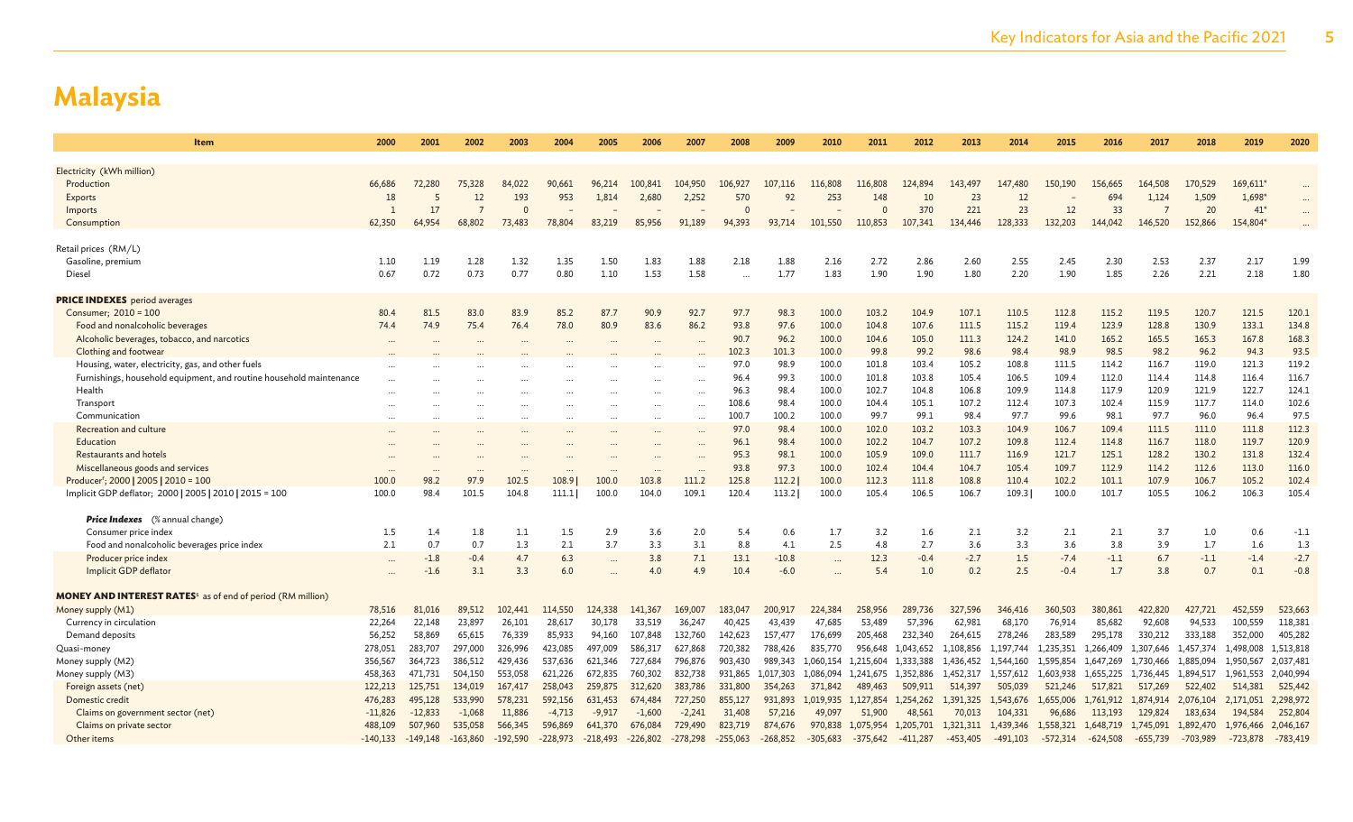# Malaysia

| Item | 2000 | 2001 | 2002 | 2003 | 2004 | 2005 | 2006 | 2007 | 2008 | 2009 | 2010 | 2011 | 2012 | 2013 | 2014 | 2015 | 2016 | 2017 | 2018 | 2019 | 2020 |
|---|---|---|---|---|---|---|---|---|---|---|---|---|---|---|---|---|---|---|---|---|---|
| Electricity (kWh million) | | | | | | | | | | | | | | | | | | | | | |
| Production | 66,686 | 72,280 | 75,328 | 84,022 | 90,661 | 96,214 | 100,841 | 104,950 | 106,927 | 107,116 | 116,808 | 116,808 | 124,894 | 143,497 | 147,480 | 150,190 | 156,665 | 164,508 | 170,529 | 169,611* | ... |
| Exports | 18 | 5 | 12 | 193 | 953 | 1,814 | 2,680 | 2,252 | 570 | 92 | 253 | 148 | 10 | 23 | 12 | – | 694 | 1,124 | 1,509 | 1,698* | ... |
| Imports | 1 | 17 | 7 | 0 | – | – | – | – | 0 | – | – | 0 | 370 | 221 | 23 | 12 | 33 | 7 | 20 | 41* | ... |
| Consumption | 62,350 | 64,954 | 68,802 | 73,483 | 78,804 | 83,219 | 85,956 | 91,189 | 94,393 | 93,714 | 101,550 | 110,853 | 107,341 | 134,446 | 128,333 | 132,203 | 144,042 | 146,520 | 152,866 | 154,804* | ... |
| Retail prices (RM/L) | | | | | | | | | | | | | | | | | | | | | |
| Gasoline, premium | 1.10 | 1.19 | 1.28 | 1.32 | 1.35 | 1.50 | 1.83 | 1.88 | 2.18 | 1.88 | 2.16 | 2.72 | 2.86 | 2.60 | 2.55 | 2.45 | 2.30 | 2.53 | 2.37 | 2.17 | 1.99 |
| Diesel | 0.67 | 0.72 | 0.73 | 0.77 | 0.80 | 1.10 | 1.53 | 1.58 | ... | 1.77 | 1.83 | 1.90 | 1.90 | 1.80 | 2.20 | 1.90 | 1.85 | 2.26 | 2.21 | 2.18 | 1.80 |
| **PRICE INDEXES** period averages | | | | | | | | | | | | | | | | | | | | | |
| Consumer; 2010 = 100 | 80.4 | 81.5 | 83.0 | 83.9 | 85.2 | 87.7 | 90.9 | 92.7 | 97.7 | 98.3 | 100.0 | 103.2 | 104.9 | 107.1 | 110.5 | 112.8 | 115.2 | 119.5 | 120.7 | 121.5 | 120.1 |
| Food and nonalcoholic beverages | 74.4 | 74.9 | 75.4 | 76.4 | 78.0 | 80.9 | 83.6 | 86.2 | 93.8 | 97.6 | 100.0 | 104.8 | 107.6 | 111.5 | 115.2 | 119.4 | 123.9 | 128.8 | 130.9 | 133.1 | 134.8 |
| Alcoholic beverages, tobacco, and narcotics | ... | ... | ... | ... | ... | ... | ... | ... | 90.7 | 96.2 | 100.0 | 104.6 | 105.0 | 111.3 | 124.2 | 141.0 | 165.2 | 165.5 | 165.3 | 167.8 | 168.3 |
| Clothing and footwear | ... | ... | ... | ... | ... | ... | ... | ... | 102.3 | 101.3 | 100.0 | 99.8 | 99.2 | 98.6 | 98.4 | 98.9 | 98.5 | 98.2 | 96.2 | 94.3 | 93.5 |
| Housing, water, electricity, gas, and other fuels | ... | ... | ... | ... | ... | ... | ... | ... | 97.0 | 98.9 | 100.0 | 101.8 | 103.4 | 105.2 | 108.8 | 111.5 | 114.2 | 116.7 | 119.0 | 121.3 | 119.2 |
| Furnishings, household equipment, and routine household maintenance | ... | ... | ... | ... | ... | ... | ... | ... | 96.4 | 99.3 | 100.0 | 101.8 | 103.8 | 105.4 | 106.5 | 109.4 | 112.0 | 114.4 | 114.8 | 116.4 | 116.7 |
| Health | ... | ... | ... | ... | ... | ... | ... | ... | 96.3 | 98.4 | 100.0 | 102.7 | 104.8 | 106.8 | 109.9 | 114.8 | 117.9 | 120.9 | 121.9 | 122.7 | 124.1 |
| Transport | ... | ... | ... | ... | ... | ... | ... | ... | 108.6 | 98.4 | 100.0 | 104.4 | 105.1 | 107.2 | 112.4 | 107.3 | 102.4 | 115.9 | 117.7 | 114.0 | 102.6 |
| Communication | ... | ... | ... | ... | ... | ... | ... | ... | 100.7 | 100.2 | 100.0 | 99.7 | 99.1 | 98.4 | 97.7 | 99.6 | 98.1 | 97.7 | 96.0 | 96.4 | 97.5 |
| Recreation and culture | ... | ... | ... | ... | ... | ... | ... | ... | 97.0 | 98.4 | 100.0 | 102.0 | 103.2 | 103.3 | 104.9 | 106.7 | 109.4 | 111.5 | 111.0 | 111.8 | 112.3 |
| Education | ... | ... | ... | ... | ... | ... | ... | ... | 96.1 | 98.4 | 100.0 | 102.2 | 104.7 | 107.2 | 109.8 | 112.4 | 114.8 | 116.7 | 118.0 | 119.7 | 120.9 |
| Restaurants and hotels | ... | ... | ... | ... | ... | ... | ... | ... | 95.3 | 98.1 | 100.0 | 105.9 | 109.0 | 111.7 | 116.9 | 121.7 | 125.1 | 128.2 | 130.2 | 131.8 | 132.4 |
| Miscellaneous goods and services | ... | ... | ... | ... | ... | ... | ... | ... | 93.8 | 97.3 | 100.0 | 102.4 | 104.4 | 104.7 | 105.4 | 109.7 | 112.9 | 114.2 | 112.6 | 113.0 | 116.0 |
| Producer[r]; 2000 \| 2005 \| 2010 = 100 | 100.0 | 98.2 | 97.9 | 102.5 | 108.9 \| | 100.0 | 103.8 | 111.2 | 125.8 | 112.2 \| | 100.0 | 112.3 | 111.8 | 108.8 | 110.4 | 102.2 | 101.1 | 107.9 | 106.7 | 105.2 | 102.4 |
| Implicit GDP deflator; 2000 \| 2005 \| 2010 \| 2015 = 100 | 100.0 | 98.4 | 101.5 | 104.8 | 111.1 \| | 100.0 | 104.0 | 109.1 | 120.4 | 113.2 \| | 100.0 | 105.4 | 106.5 | 106.7 | 109.3 \| | 100.0 | 101.7 | 105.5 | 106.2 | 106.3 | 105.4 |
| ***Price Indexes*** (% annual change) | | | | | | | | | | | | | | | | | | | | | |
| Consumer price index | 1.5 | 1.4 | 1.8 | 1.1 | 1.5 | 2.9 | 3.6 | 2.0 | 5.4 | 0.6 | 1.7 | 3.2 | 1.6 | 2.1 | 3.2 | 2.1 | 2.1 | 3.7 | 1.0 | 0.6 | -1.1 |
| Food and nonalcoholic beverages price index | 2.1 | 0.7 | 0.7 | 1.3 | 2.1 | 3.7 | 3.3 | 3.1 | 8.8 | 4.1 | 2.5 | 4.8 | 2.7 | 3.6 | 3.3 | 3.6 | 3.8 | 3.9 | 1.7 | 1.6 | 1.3 |
| Producer price index | ... | -1.8 | -0.4 | 4.7 | 6.3 | ... | 3.8 | 7.1 | 13.1 | -10.8 | ... | 12.3 | -0.4 | -2.7 | 1.5 | -7.4 | -1.1 | 6.7 | -1.1 | -1.4 | -2.7 |
| Implicit GDP deflator | ... | -1.6 | 3.1 | 3.3 | 6.0 | ... | 4.0 | 4.9 | 10.4 | -6.0 | ... | 5.4 | 1.0 | 0.2 | 2.5 | -0.4 | 1.7 | 3.8 | 0.7 | 0.1 | -0.8 |
| **MONEY AND INTEREST RATES**[s] as of end of period (RM million) | | | | | | | | | | | | | | | | | | | | | |
| Money supply (M1) | 78,516 | 81,016 | 89,512 | 102,441 | 114,550 | 124,338 | 141,367 | 169,007 | 183,047 | 200,917 | 224,384 | 258,956 | 289,736 | 327,596 | 346,416 | 360,503 | 380,861 | 422,820 | 427,721 | 452,559 | 523,663 |
| Currency in circulation | 22,264 | 22,148 | 23,897 | 26,101 | 28,617 | 30,178 | 33,519 | 36,247 | 40,425 | 43,439 | 47,685 | 53,489 | 57,396 | 62,981 | 68,170 | 76,914 | 85,682 | 92,608 | 94,533 | 100,559 | 118,381 |
| Demand deposits | 56,252 | 58,869 | 65,615 | 76,339 | 85,933 | 94,160 | 107,848 | 132,760 | 142,623 | 157,477 | 176,699 | 205,468 | 232,340 | 264,615 | 278,246 | 283,589 | 295,178 | 330,212 | 333,188 | 352,000 | 405,282 |
| Quasi-money | 278,051 | 283,707 | 297,000 | 326,996 | 423,085 | 497,009 | 586,317 | 627,868 | 720,382 | 788,426 | 835,770 | 956,648 | 1,043,652 | 1,108,856 | 1,197,744 | 1,235,351 | 1,266,409 | 1,307,646 | 1,457,374 | 1,498,008 | 1,513,818 |
| Money supply (M2) | 356,567 | 364,723 | 386,512 | 429,436 | 537,636 | 621,346 | 727,684 | 796,876 | 903,430 | 989,343 | 1,060,154 | 1,215,604 | 1,333,388 | 1,436,452 | 1,544,160 | 1,595,854 | 1,647,269 | 1,730,466 | 1,885,094 | 1,950,567 | 2,037,481 |
| Money supply (M3) | 458,363 | 471,731 | 504,150 | 553,058 | 621,226 | 672,835 | 760,302 | 832,738 | 931,865 | 1,017,303 | 1,086,094 | 1,241,675 | 1,352,886 | 1,452,317 | 1,557,612 | 1,603,938 | 1,655,225 | 1,736,445 | 1,894,517 | 1,961,553 | 2,040,994 |
| Foreign assets (net) | 122,213 | 125,751 | 134,019 | 167,417 | 258,043 | 259,875 | 312,620 | 383,786 | 331,800 | 354,263 | 371,842 | 489,463 | 509,911 | 514,397 | 505,039 | 521,246 | 517,821 | 517,269 | 522,402 | 514,381 | 525,442 |
| Domestic credit | 476,283 | 495,128 | 533,990 | 578,231 | 592,156 | 631,453 | 674,484 | 727,250 | 855,127 | 931,893 | 1,019,935 | 1,127,854 | 1,254,262 | 1,391,325 | 1,543,676 | 1,655,006 | 1,761,912 | 1,874,914 | 2,076,104 | 2,171,051 | 2,298,972 |
| Claims on government sector (net) | -11,826 | -12,833 | -1,068 | 11,886 | -4,713 | -9,917 | -1,600 | -2,241 | 31,408 | 57,216 | 49,097 | 51,900 | 48,561 | 70,013 | 104,331 | 96,686 | 113,193 | 129,824 | 183,634 | 194,584 | 252,804 |
| Claims on private sector | 488,109 | 507,960 | 535,058 | 566,345 | 596,869 | 641,370 | 676,084 | 729,490 | 823,719 | 874,676 | 970,838 | 1,075,954 | 1,205,701 | 1,321,311 | 1,439,346 | 1,558,321 | 1,648,719 | 1,745,091 | 1,892,470 | 1,976,466 | 2,046,167 |
| Other items | -140,133 | -149,148 | -163,860 | -192,590 | -228,973 | -218,493 | -226,802 | -278,298 | -255,063 | -268,852 | -305,683 | -375,642 | -411,287 | -453,405 | -491,103 | -572,314 | -624,508 | -655,739 | -703,989 | -723,878 | -783,419 |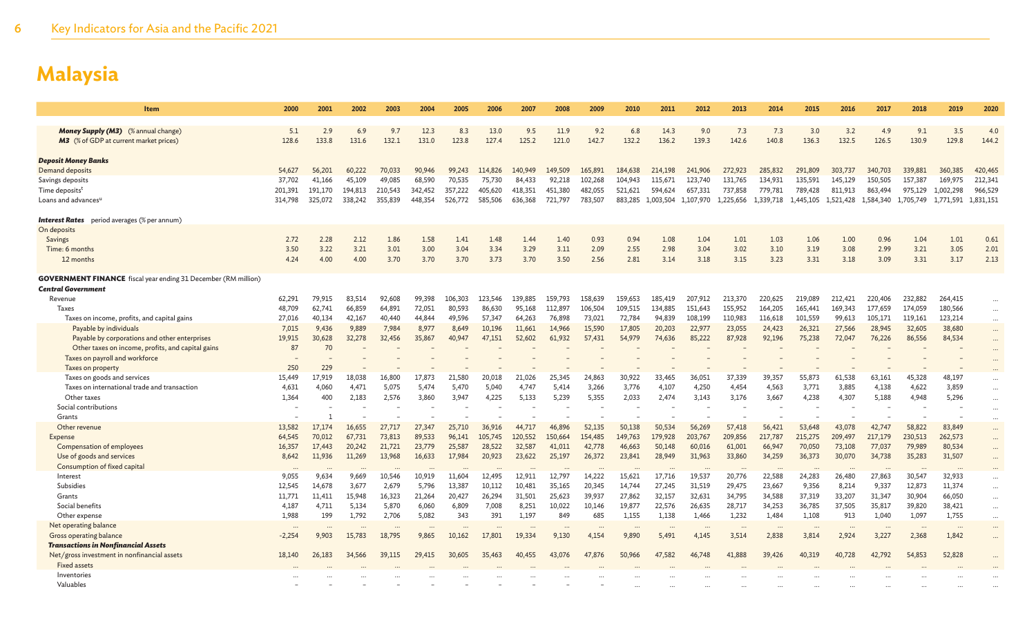# Malaysia

| Item | 2000 | 2001 | 2002 | 2003 | 2004 | 2005 | 2006 | 2007 | 2008 | 2009 | 2010 | 2011 | 2012 | 2013 | 2014 | 2015 | 2016 | 2017 | 2018 | 2019 | 2020 |
|---|---|---|---|---|---|---|---|---|---|---|---|---|---|---|---|---|---|---|---|---|---|
| ***Money Supply (M3)*** (% annual change) | 5.1 | 2.9 | 6.9 | 9.7 | 12.3 | 8.3 | 13.0 | 9.5 | 11.9 | 9.2 | 6.8 | 14.3 | 9.0 | 7.3 | 7.3 | 3.0 | 3.2 | 4.9 | 9.1 | 3.5 | 4.0 |
| ***M3*** (% of GDP at current market prices) | 128.6 | 133.8 | 131.6 | 132.1 | 131.0 | 123.8 | 127.4 | 125.2 | 121.0 | 142.7 | 132.2 | 136.2 | 139.3 | 142.6 | 140.8 | 136.3 | 132.5 | 126.5 | 130.9 | 129.8 | 144.2 |
| ***Deposit Money Banks*** | | | | | | | | | | | | | | | | | | | | | |
| Demand deposits | 54,627 | 56,201 | 60,222 | 70,033 | 90,946 | 99,243 | 114,826 | 140,949 | 149,509 | 165,891 | 184,638 | 214,198 | 241,906 | 272,923 | 285,832 | 291,809 | 303,737 | 340,703 | 339,881 | 360,385 | 420,465 |
| Savings deposits | 37,702 | 41,166 | 45,109 | 49,085 | 68,590 | 70,535 | 75,730 | 84,433 | 92,218 | 102,268 | 104,943 | 115,671 | 123,740 | 131,765 | 134,931 | 135,591 | 145,129 | 150,505 | 157,387 | 169,975 | 212,341 |
| Time deposits[t] | 201,391 | 191,170 | 194,813 | 210,543 | 342,452 | 357,222 | 405,620 | 418,351 | 451,380 | 482,055 | 521,621 | 594,624 | 657,331 | 737,858 | 779,781 | 789,428 | 811,913 | 863,494 | 975,129 | 1,002,298 | 966,529 |
| Loans and advances[u] | 314,798 | 325,072 | 338,242 | 355,839 | 448,354 | 526,772 | 585,506 | 636,368 | 721,797 | 783,507 | 883,285 | 1,003,504 | 1,107,970 | 1,225,656 | 1,339,718 | 1,445,105 | 1,521,428 | 1,584,340 | 1,705,749 | 1,771,591 | 1,831,151 |
| ***Interest Rates*** period averages (% per annum) | | | | | | | | | | | | | | | | | | | | | |
| On deposits | | | | | | | | | | | | | | | | | | | | | |
| Savings | 2.72 | 2.28 | 2.12 | 1.86 | 1.58 | 1.41 | 1.48 | 1.44 | 1.40 | 0.93 | 0.94 | 1.08 | 1.04 | 1.01 | 1.03 | 1.06 | 1.00 | 0.96 | 1.04 | 1.01 | 0.61 |
| Time: 6 months | 3.50 | 3.22 | 3.21 | 3.01 | 3.00 | 3.04 | 3.34 | 3.29 | 3.11 | 2.09 | 2.55 | 2.98 | 3.04 | 3.02 | 3.10 | 3.19 | 3.08 | 2.99 | 3.21 | 3.05 | 2.01 |
| 12 months | 4.24 | 4.00 | 4.00 | 3.70 | 3.70 | 3.70 | 3.73 | 3.70 | 3.50 | 2.56 | 2.81 | 3.14 | 3.18 | 3.15 | 3.23 | 3.31 | 3.18 | 3.09 | 3.31 | 3.17 | 2.13 |
| **GOVERNMENT FINANCE** fiscal year ending 31 December (RM million) | | | | | | | | | | | | | | | | | | | | | |
| ***Central Government*** | | | | | | | | | | | | | | | | | | | | | |
| Revenue | 62,291 | 79,915 | 83,514 | 92,608 | 99,398 | 106,303 | 123,546 | 139,885 | 159,793 | 158,639 | 159,653 | 185,419 | 207,912 | 213,370 | 220,625 | 219,089 | 212,421 | 220,406 | 232,882 | 264,415 | ... |
| Taxes | 48,709 | 62,741 | 66,859 | 64,891 | 72,051 | 80,593 | 86,630 | 95,168 | 112,897 | 106,504 | 109,515 | 134,885 | 151,643 | 155,952 | 164,205 | 165,441 | 169,343 | 177,659 | 174,059 | 180,566 | ... |
| Taxes on income, profits, and capital gains | 27,016 | 40,134 | 42,167 | 40,440 | 44,844 | 49,596 | 57,347 | 64,263 | 76,898 | 73,021 | 72,784 | 94,839 | 108,199 | 110,983 | 116,618 | 101,559 | 99,613 | 105,171 | 119,161 | 123,214 | ... |
| Payable by individuals | 7,015 | 9,436 | 9,889 | 7,984 | 8,977 | 8,649 | 10,196 | 11,661 | 14,966 | 15,590 | 17,805 | 20,203 | 22,977 | 23,055 | 24,423 | 26,321 | 27,566 | 28,945 | 32,605 | 38,680 | ... |
| Payable by corporations and other enterprises | 19,915 | 30,628 | 32,278 | 32,456 | 35,867 | 40,947 | 47,151 | 52,602 | 61,932 | 57,431 | 54,979 | 74,636 | 85,222 | 87,928 | 92,196 | 75,238 | 72,047 | 76,226 | 86,556 | 84,534 | ... |
| Other taxes on income, profits, and capital gains | 87 | 70 | – | – | – | – | – | – | – | – | – | – | – | – | – | – | – | – | – | – | ... |
| Taxes on payroll and workforce | – | – | – | – | – | – | – | – | – | – | – | – | – | – | – | – | – | – | – | – | ... |
| Taxes on property | 250 | 229 | – | – | – | – | – | – | – | – | – | – | – | – | – | – | – | – | – | – | ... |
| Taxes on goods and services | 15,449 | 17,919 | 18,038 | 16,800 | 17,873 | 21,580 | 20,018 | 21,026 | 25,345 | 24,863 | 30,922 | 33,465 | 36,051 | 37,339 | 39,357 | 55,873 | 61,538 | 63,161 | 45,328 | 48,197 | ... |
| Taxes on international trade and transaction | 4,631 | 4,060 | 4,471 | 5,075 | 5,474 | 5,470 | 5,040 | 4,747 | 5,414 | 3,266 | 3,776 | 4,107 | 4,250 | 4,454 | 4,563 | 3,771 | 3,885 | 4,138 | 4,622 | 3,859 | ... |
| Other taxes | 1,364 | 400 | 2,183 | 2,576 | 3,860 | 3,947 | 4,225 | 5,133 | 5,239 | 5,355 | 2,033 | 2,474 | 3,143 | 3,176 | 3,667 | 4,238 | 4,307 | 5,188 | 4,948 | 5,296 | ... |
| Social contributions | – | – | – | – | – | – | – | – | – | – | – | – | – | – | – | – | – | – | – | – | ... |
| Grants | – | 1 | – | – | – | – | – | – | – | – | – | – | – | – | – | – | – | – | – | – | ... |
| Other revenue | 13,582 | 17,174 | 16,655 | 27,717 | 27,347 | 25,710 | 36,916 | 44,717 | 46,896 | 52,135 | 50,138 | 50,534 | 56,269 | 57,418 | 56,421 | 53,648 | 43,078 | 42,747 | 58,822 | 83,849 | ... |
| Expense | 64,545 | 70,012 | 67,731 | 73,813 | 89,533 | 96,141 | 105,745 | 120,552 | 150,664 | 154,485 | 149,763 | 179,928 | 203,767 | 209,856 | 217,787 | 215,275 | 209,497 | 217,179 | 230,513 | 262,573 | ... |
| Compensation of employees | 16,357 | 17,443 | 20,242 | 21,721 | 23,779 | 25,587 | 28,522 | 32,587 | 41,011 | 42,778 | 46,663 | 50,148 | 60,016 | 61,001 | 66,947 | 70,050 | 73,108 | 77,037 | 79,989 | 80,534 | ... |
| Use of goods and services | 8,642 | 11,936 | 11,269 | 13,968 | 16,633 | 17,984 | 20,923 | 23,622 | 25,197 | 26,372 | 23,841 | 28,949 | 31,963 | 33,860 | 34,259 | 36,373 | 30,070 | 34,738 | 35,283 | 31,507 | ... |
| Consumption of fixed capital | ... | ... | ... | ... | ... | ... | ... | ... | ... | ... | ... | ... | ... | ... | ... | ... | ... | ... | ... | ... | ... |
| Interest | 9,055 | 9,634 | 9,669 | 10,546 | 10,919 | 11,604 | 12,495 | 12,911 | 12,797 | 14,222 | 15,621 | 17,716 | 19,537 | 20,776 | 22,588 | 24,283 | 26,480 | 27,863 | 30,547 | 32,933 | ... |
| Subsidies | 12,545 | 14,678 | 3,677 | 2,679 | 5,796 | 13,387 | 10,112 | 10,481 | 35,165 | 20,345 | 14,744 | 27,245 | 31,519 | 29,475 | 23,667 | 9,356 | 8,214 | 9,337 | 12,873 | 11,374 | ... |
| Grants | 11,771 | 11,411 | 15,948 | 16,323 | 21,264 | 20,427 | 26,294 | 31,501 | 25,623 | 39,937 | 27,862 | 32,157 | 32,631 | 34,795 | 34,588 | 37,319 | 33,207 | 31,347 | 30,904 | 66,050 | ... |
| Social benefits | 4,187 | 4,711 | 5,134 | 5,870 | 6,060 | 6,809 | 7,008 | 8,251 | 10,022 | 10,146 | 19,877 | 22,576 | 26,635 | 28,717 | 34,253 | 36,785 | 37,505 | 35,817 | 39,820 | 38,421 | ... |
| Other expense | 1,988 | 199 | 1,792 | 2,706 | 5,082 | 343 | 391 | 1,197 | 849 | 685 | 1,155 | 1,138 | 1,466 | 1,232 | 1,484 | 1,108 | 913 | 1,040 | 1,097 | 1,755 | ... |
| Net operating balance | ... | ... | ... | ... | ... | ... | ... | ... | ... | ... | ... | ... | ... | ... | ... | ... | ... | ... | ... | ... | ... |
| Gross operating balance | -2,254 | 9,903 | 15,783 | 18,795 | 9,865 | 10,162 | 17,801 | 19,334 | 9,130 | 4,154 | 9,890 | 5,491 | 4,145 | 3,514 | 2,838 | 3,814 | 2,924 | 3,227 | 2,368 | 1,842 | ... |
| ***Transactions in Nonfinancial Assets*** | | | | | | | | | | | | | | | | | | | | | |
| Net/gross investment in nonfinancial assets | 18,140 | 26,183 | 34,566 | 39,115 | 29,415 | 30,605 | 35,463 | 40,455 | 43,076 | 47,876 | 50,966 | 47,582 | 46,748 | 41,888 | 39,426 | 40,319 | 40,728 | 42,792 | 54,853 | 52,828 | ... |
| Fixed assets | ... | ... | ... | ... | ... | ... | ... | ... | ... | ... | ... | ... | ... | ... | ... | ... | ... | ... | ... | ... | ... |
| Inventories | ... | ... | ... | ... | ... | ... | ... | ... | ... | ... | ... | ... | ... | ... | ... | ... | ... | ... | ... | ... | ... |
| Valuables | – | – | – | – | – | – | – | – | – | – | ... | ... | ... | ... | ... | ... | ... | ... | ... | ... | ... |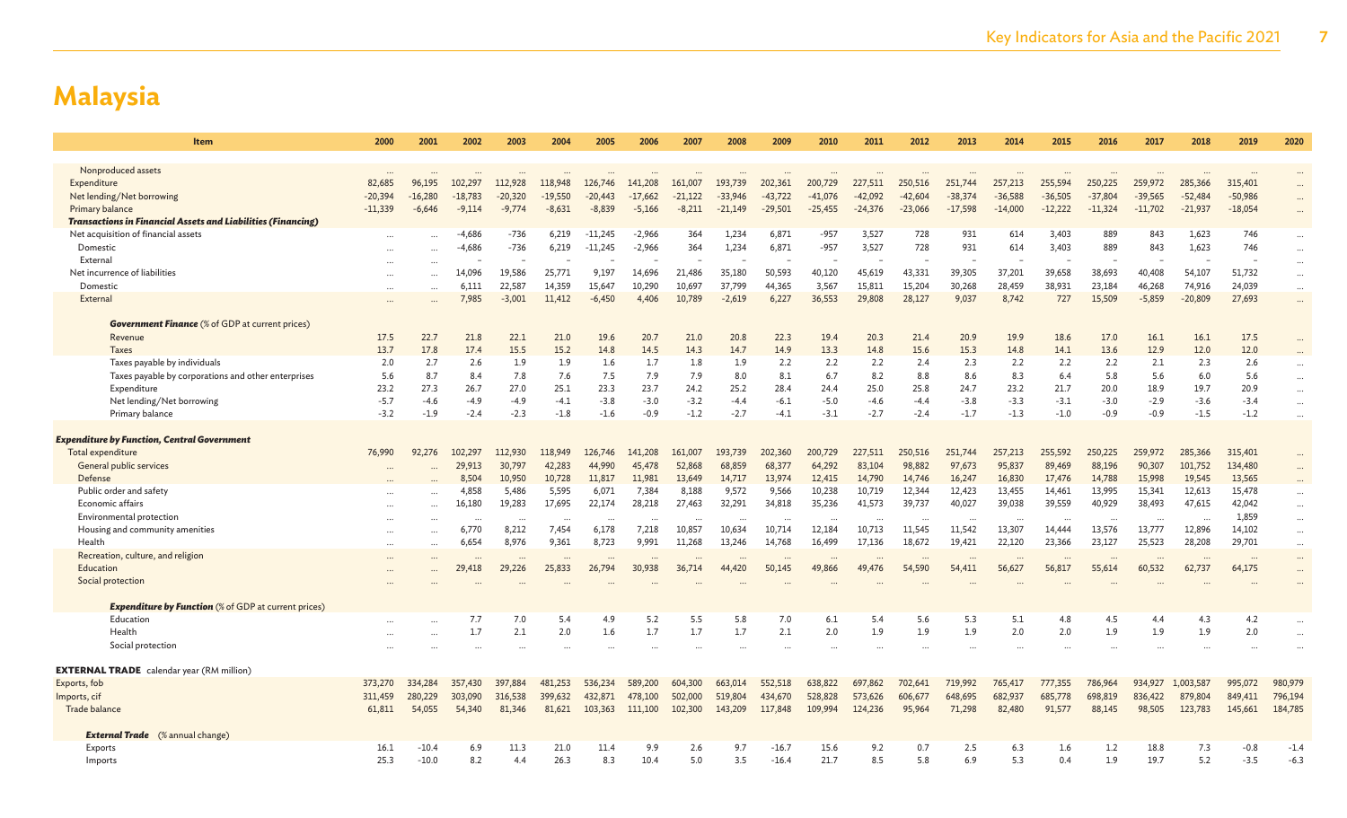# Malaysia

| Item | 2000 | 2001 | 2002 | 2003 | 2004 | 2005 | 2006 | 2007 | 2008 | 2009 | 2010 | 2011 | 2012 | 2013 | 2014 | 2015 | 2016 | 2017 | 2018 | 2019 | 2020 |
|---|---|---|---|---|---|---|---|---|---|---|---|---|---|---|---|---|---|---|---|---|---|
| Nonproduced assets | ... | ... | ... | ... | ... | ... | ... | ... | ... | ... | ... | ... | ... | ... | ... | ... | ... | ... | ... | ... | ... |
| Expenditure | 82,685 | 96,195 | 102,297 | 112,928 | 118,948 | 126,746 | 141,208 | 161,007 | 193,739 | 202,361 | 200,729 | 227,511 | 250,516 | 251,744 | 257,213 | 255,594 | 250,225 | 259,972 | 285,366 | 315,401 | ... |
| Net lending/Net borrowing | -20,394 | -16,280 | -18,783 | -20,320 | -19,550 | -20,443 | -17,662 | -21,122 | -33,946 | -43,722 | -41,076 | -42,092 | -42,604 | -38,374 | -36,588 | -36,505 | -37,804 | -39,565 | -52,484 | -50,986 | ... |
| Primary balance | -11,339 | -6,646 | -9,114 | -9,774 | -8,631 | -8,839 | -5,166 | -8,211 | -21,149 | -29,501 | -25,455 | -24,376 | -23,066 | -17,598 | -14,000 | -12,222 | -11,324 | -11,702 | -21,937 | -18,054 | ... |
| ***Transactions in Financial Assets and Liabilities (Financing)*** | | | | | | | | | | | | | | | | | | | | | |
| Net acquisition of financial assets | ... | ... | -4,686 | -736 | 6,219 | -11,245 | -2,966 | 364 | 1,234 | 6,871 | -957 | 3,527 | 728 | 931 | 614 | 3,403 | 889 | 843 | 1,623 | 746 | ... |
| Domestic | ... | ... | -4,686 | -736 | 6,219 | -11,245 | -2,966 | 364 | 1,234 | 6,871 | -957 | 3,527 | 728 | 931 | 614 | 3,403 | 889 | 843 | 1,623 | 746 | ... |
| External | ... | ... | – | – | – | – | – | – | – | – | – | – | – | – | – | – | – | – | – | – | ... |
| Net incurrence of liabilities | ... | ... | 14,096 | 19,586 | 25,771 | 9,197 | 14,696 | 21,486 | 35,180 | 50,593 | 40,120 | 45,619 | 43,331 | 39,305 | 37,201 | 39,658 | 38,693 | 40,408 | 54,107 | 51,732 | ... |
| Domestic | ... | ... | 6,111 | 22,587 | 14,359 | 15,647 | 10,290 | 10,697 | 37,799 | 44,365 | 3,567 | 15,811 | 15,204 | 30,268 | 28,459 | 38,931 | 23,184 | 46,268 | 74,916 | 24,039 | ... |
| External | ... | ... | 7,985 | -3,001 | 11,412 | -6,450 | 4,406 | 10,789 | -2,619 | 6,227 | 36,553 | 29,808 | 28,127 | 9,037 | 8,742 | 727 | 15,509 | -5,859 | -20,809 | 27,693 | ... |
| ***Government Finance*** (% of GDP at current prices) | | | | | | | | | | | | | | | | | | | | | |
| Revenue | 17.5 | 22.7 | 21.8 | 22.1 | 21.0 | 19.6 | 20.7 | 21.0 | 20.8 | 22.3 | 19.4 | 20.3 | 21.4 | 20.9 | 19.9 | 18.6 | 17.0 | 16.1 | 16.1 | 17.5 | ... |
| Taxes | 13.7 | 17.8 | 17.4 | 15.5 | 15.2 | 14.8 | 14.5 | 14.3 | 14.7 | 14.9 | 13.3 | 14.8 | 15.6 | 15.3 | 14.8 | 14.1 | 13.6 | 12.9 | 12.0 | 12.0 | ... |
| Taxes payable by individuals | 2.0 | 2.7 | 2.6 | 1.9 | 1.9 | 1.6 | 1.7 | 1.8 | 1.9 | 2.2 | 2.2 | 2.2 | 2.4 | 2.3 | 2.2 | 2.2 | 2.2 | 2.1 | 2.3 | 2.6 | ... |
| Taxes payable by corporations and other enterprises | 5.6 | 8.7 | 8.4 | 7.8 | 7.6 | 7.5 | 7.9 | 7.9 | 8.0 | 8.1 | 6.7 | 8.2 | 8.8 | 8.6 | 8.3 | 6.4 | 5.8 | 5.6 | 6.0 | 5.6 | ... |
| Expenditure | 23.2 | 27.3 | 26.7 | 27.0 | 25.1 | 23.3 | 23.7 | 24.2 | 25.2 | 28.4 | 24.4 | 25.0 | 25.8 | 24.7 | 23.2 | 21.7 | 20.0 | 18.9 | 19.7 | 20.9 | ... |
| Net lending/Net borrowing | -5.7 | -4.6 | -4.9 | -4.9 | -4.1 | -3.8 | -3.0 | -3.2 | -4.4 | -6.1 | -5.0 | -4.6 | -4.4 | -3.8 | -3.3 | -3.1 | -3.0 | -2.9 | -3.6 | -3.4 | ... |
| Primary balance | -3.2 | -1.9 | -2.4 | -2.3 | -1.8 | -1.6 | -0.9 | -1.2 | -2.7 | -4.1 | -3.1 | -2.7 | -2.4 | -1.7 | -1.3 | -1.0 | -0.9 | -0.9 | -1.5 | -1.2 | ... |
| ***Expenditure by Function, Central Government*** | | | | | | | | | | | | | | | | | | | | | |
| Total expenditure | 76,990 | 92,276 | 102,297 | 112,930 | 118,949 | 126,746 | 141,208 | 161,007 | 193,739 | 202,360 | 200,729 | 227,511 | 250,516 | 251,744 | 257,213 | 255,592 | 250,225 | 259,972 | 285,366 | 315,401 | ... |
| General public services | ... | ... | 29,913 | 30,797 | 42,283 | 44,990 | 45,478 | 52,868 | 68,859 | 68,377 | 64,292 | 83,104 | 98,882 | 97,673 | 95,837 | 89,469 | 88,196 | 90,307 | 101,752 | 134,480 | ... |
| Defense | ... | ... | 8,504 | 10,950 | 10,728 | 11,817 | 11,981 | 13,649 | 14,717 | 13,974 | 12,415 | 14,790 | 14,746 | 16,247 | 16,830 | 17,476 | 14,788 | 15,998 | 19,545 | 13,565 | ... |
| Public order and safety | ... | ... | 4,858 | 5,486 | 5,595 | 6,071 | 7,384 | 8,188 | 9,572 | 9,566 | 10,238 | 10,719 | 12,344 | 12,423 | 13,455 | 14,461 | 13,995 | 15,341 | 12,613 | 15,478 | ... |
| Economic affairs | ... | ... | 16,180 | 19,283 | 17,695 | 22,174 | 28,218 | 27,463 | 32,291 | 34,818 | 35,236 | 41,573 | 39,737 | 40,027 | 39,038 | 39,559 | 40,929 | 38,493 | 47,615 | 42,042 | ... |
| Environmental protection | ... | ... | ... | ... | ... | ... | ... | ... | ... | ... | ... | ... | ... | ... | ... | ... | ... | ... | ... | 1,859 | ... |
| Housing and community amenities | ... | ... | 6,770 | 8,212 | 7,454 | 6,178 | 7,218 | 10,857 | 10,634 | 10,714 | 12,184 | 10,713 | 11,545 | 11,542 | 13,307 | 14,444 | 13,576 | 13,777 | 12,896 | 14,102 | ... |
| Health | ... | ... | 6,654 | 8,976 | 9,361 | 8,723 | 9,991 | 11,268 | 13,246 | 14,768 | 16,499 | 17,136 | 18,672 | 19,421 | 22,120 | 23,366 | 23,127 | 25,523 | 28,208 | 29,701 | ... |
| Recreation, culture, and religion | ... | ... | ... | ... | ... | ... | ... | ... | ... | ... | ... | ... | ... | ... | ... | ... | ... | ... | ... | ... | ... |
| Education | ... | ... | 29,418 | 29,226 | 25,833 | 26,794 | 30,938 | 36,714 | 44,420 | 50,145 | 49,866 | 49,476 | 54,590 | 54,411 | 56,627 | 56,817 | 55,614 | 60,532 | 62,737 | 64,175 | ... |
| Social protection | ... | ... | ... | ... | ... | ... | ... | ... | ... | ... | ... | ... | ... | ... | ... | ... | ... | ... | ... | ... | ... |
| ***Expenditure by Function*** (% of GDP at current prices) | | | | | | | | | | | | | | | | | | | | | |
| Education | ... | ... | 7.7 | 7.0 | 5.4 | 4.9 | 5.2 | 5.5 | 5.8 | 7.0 | 6.1 | 5.4 | 5.6 | 5.3 | 5.1 | 4.8 | 4.5 | 4.4 | 4.3 | 4.2 | ... |
| Health | ... | ... | 1.7 | 2.1 | 2.0 | 1.6 | 1.7 | 1.7 | 1.7 | 2.1 | 2.0 | 1.9 | 1.9 | 1.9 | 2.0 | 2.0 | 1.9 | 1.9 | 1.9 | 2.0 | ... |
| Social protection | ... | ... | ... | ... | ... | ... | ... | ... | ... | ... | ... | ... | ... | ... | ... | ... | ... | ... | ... | ... | ... |
| **EXTERNAL TRADE** calendar year (RM million) | | | | | | | | | | | | | | | | | | | | | |
| Exports, fob | 373,270 | 334,284 | 357,430 | 397,884 | 481,253 | 536,234 | 589,200 | 604,300 | 663,014 | 552,518 | 638,822 | 697,862 | 702,641 | 719,992 | 765,417 | 777,355 | 786,964 | 934,927 | 1,003,587 | 995,072 | 980,979 |
| Imports, cif | 311,459 | 280,229 | 303,090 | 316,538 | 399,632 | 432,871 | 478,100 | 502,000 | 519,804 | 434,670 | 528,828 | 573,626 | 606,677 | 648,695 | 682,937 | 685,778 | 698,819 | 836,422 | 879,804 | 849,411 | 796,194 |
| Trade balance | 61,811 | 54,055 | 54,340 | 81,346 | 81,621 | 103,363 | 111,100 | 102,300 | 143,209 | 117,848 | 109,994 | 124,236 | 95,964 | 71,298 | 82,480 | 91,577 | 88,145 | 98,505 | 123,783 | 145,661 | 184,785 |
| ***External Trade*** (% annual change) | | | | | | | | | | | | | | | | | | | | | |
| Exports | 16.1 | -10.4 | 6.9 | 11.3 | 21.0 | 11.4 | 9.9 | 2.6 | 9.7 | -16.7 | 15.6 | 9.2 | 0.7 | 2.5 | 6.3 | 1.6 | 1.2 | 18.8 | 7.3 | -0.8 | -1.4 |
| Imports | 25.3 | -10.0 | 8.2 | 4.4 | 26.3 | 8.3 | 10.4 | 5.0 | 3.5 | -16.4 | 21.7 | 8.5 | 5.8 | 6.9 | 5.3 | 0.4 | 1.9 | 19.7 | 5.2 | -3.5 | -6.3 |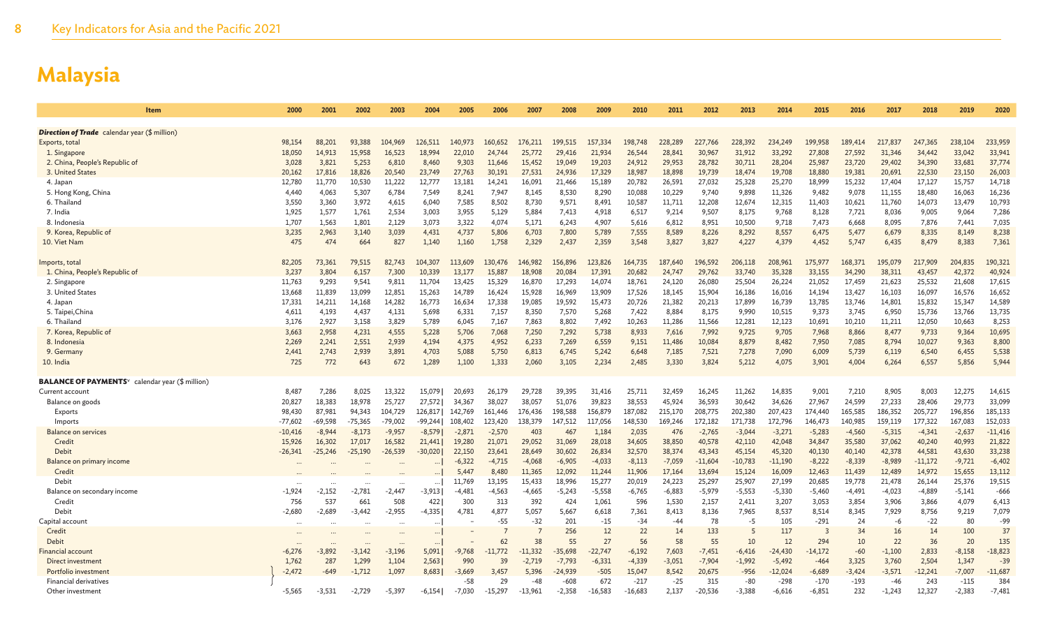# Malaysia

| Item | 2000 | 2001 | 2002 | 2003 | 2004 | 2005 | 2006 | 2007 | 2008 | 2009 | 2010 | 2011 | 2012 | 2013 | 2014 | 2015 | 2016 | 2017 | 2018 | 2019 | 2020 |
|---|---|---|---|---|---|---|---|---|---|---|---|---|---|---|---|---|---|---|---|---|---|
| ***Direction of Trade*** calendar year ($ million) | | | | | | | | | | | | | | | | | | | | | |
| Exports, total | 98,154 | 88,201 | 93,388 | 104,969 | 126,511 | 140,973 | 160,652 | 176,211 | 199,515 | 157,334 | 198,748 | 228,289 | 227,766 | 228,392 | 234,249 | 199,958 | 189,414 | 217,837 | 247,365 | 238,104 | 233,959 |
| 1. Singapore | 18,050 | 14,913 | 15,958 | 16,523 | 18,994 | 22,010 | 24,744 | 25,772 | 29,416 | 21,934 | 26,544 | 28,841 | 30,967 | 31,912 | 33,292 | 27,808 | 27,592 | 31,346 | 34,442 | 33,042 | 33,941 |
| 2. China, People's Republic of | 3,028 | 3,821 | 5,253 | 6,810 | 8,460 | 9,303 | 11,646 | 15,452 | 19,049 | 19,203 | 24,912 | 29,953 | 28,782 | 30,711 | 28,204 | 25,987 | 23,720 | 29,402 | 34,390 | 33,681 | 37,774 |
| 3. United States | 20,162 | 17,816 | 18,826 | 20,540 | 23,749 | 27,763 | 30,191 | 27,531 | 24,936 | 17,329 | 18,987 | 18,898 | 19,739 | 18,474 | 19,708 | 18,880 | 19,381 | 20,691 | 22,530 | 23,150 | 26,003 |
| 4. Japan | 12,780 | 11,770 | 10,530 | 11,222 | 12,777 | 13,181 | 14,241 | 16,091 | 21,466 | 15,189 | 20,782 | 26,591 | 27,032 | 25,328 | 25,270 | 18,999 | 15,232 | 17,404 | 17,127 | 15,757 | 14,718 |
| 5. Hong Kong, China | 4,440 | 4,063 | 5,307 | 6,784 | 7,549 | 8,241 | 7,947 | 8,145 | 8,530 | 8,290 | 10,088 | 10,229 | 9,740 | 9,898 | 11,326 | 9,482 | 9,078 | 11,155 | 18,480 | 16,063 | 16,236 |
| 6. Thailand | 3,550 | 3,360 | 3,972 | 4,615 | 6,040 | 7,585 | 8,502 | 8,730 | 9,571 | 8,491 | 10,587 | 11,711 | 12,208 | 12,674 | 12,315 | 11,403 | 10,621 | 11,760 | 14,073 | 13,479 | 10,793 |
| 7. India | 1,925 | 1,577 | 1,761 | 2,534 | 3,003 | 3,955 | 5,129 | 5,884 | 7,413 | 4,918 | 6,517 | 9,214 | 9,507 | 8,175 | 9,768 | 8,128 | 7,721 | 8,036 | 9,005 | 9,064 | 7,286 |
| 8. Indonesia | 1,707 | 1,563 | 1,801 | 2,129 | 3,073 | 3,322 | 4,074 | 5,171 | 6,243 | 4,907 | 5,616 | 6,812 | 8,951 | 10,500 | 9,718 | 7,473 | 6,668 | 8,095 | 7,876 | 7,441 | 7,035 |
| 9. Korea, Republic of | 3,235 | 2,963 | 3,140 | 3,039 | 4,431 | 4,737 | 5,806 | 6,703 | 7,800 | 5,789 | 7,555 | 8,589 | 8,226 | 8,292 | 8,557 | 6,475 | 5,477 | 6,679 | 8,335 | 8,149 | 8,238 |
| 10. Viet Nam | 475 | 474 | 664 | 827 | 1,140 | 1,160 | 1,758 | 2,329 | 2,437 | 2,359 | 3,548 | 3,827 | 3,827 | 4,227 | 4,379 | 4,452 | 5,747 | 6,435 | 8,479 | 8,383 | 7,361 |
| Imports, total | 82,205 | 73,361 | 79,515 | 82,743 | 104,307 | 113,609 | 130,476 | 146,982 | 156,896 | 123,826 | 164,735 | 187,640 | 196,592 | 206,118 | 208,961 | 175,977 | 168,371 | 195,079 | 217,909 | 204,835 | 190,321 |
| 1. China, People's Republic of | 3,237 | 3,804 | 6,157 | 7,300 | 10,339 | 13,177 | 15,887 | 18,908 | 20,084 | 17,391 | 20,682 | 24,747 | 29,762 | 33,740 | 35,328 | 33,155 | 34,290 | 38,311 | 43,457 | 42,372 | 40,924 |
| 2. Singapore | 11,763 | 9,293 | 9,541 | 9,811 | 11,704 | 13,425 | 15,329 | 16,870 | 17,293 | 14,074 | 18,761 | 24,120 | 26,080 | 25,504 | 26,224 | 21,052 | 17,459 | 21,623 | 25,532 | 21,608 | 17,615 |
| 3. United States | 13,668 | 11,839 | 13,099 | 12,851 | 15,263 | 14,789 | 16,424 | 15,928 | 16,969 | 13,909 | 17,526 | 18,145 | 15,904 | 16,186 | 16,016 | 14,194 | 13,427 | 16,103 | 16,097 | 16,576 | 16,652 |
| 4. Japan | 17,331 | 14,211 | 14,168 | 14,282 | 16,773 | 16,634 | 17,338 | 19,085 | 19,592 | 15,473 | 20,726 | 21,382 | 20,213 | 17,899 | 16,739 | 13,785 | 13,746 | 14,801 | 15,832 | 15,347 | 14,589 |
| 5. Taipei,China | 4,611 | 4,193 | 4,437 | 4,131 | 5,698 | 6,331 | 7,157 | 8,350 | 7,570 | 5,268 | 7,422 | 8,884 | 8,175 | 9,990 | 10,515 | 9,373 | 3,745 | 6,950 | 15,736 | 13,766 | 13,735 |
| 6. Thailand | 3,176 | 2,927 | 3,158 | 3,829 | 5,789 | 6,045 | 7,167 | 7,863 | 8,802 | 7,492 | 10,263 | 11,286 | 11,566 | 12,281 | 12,123 | 10,691 | 10,210 | 11,211 | 12,050 | 10,663 | 8,253 |
| 7. Korea, Republic of | 3,663 | 2,958 | 4,231 | 4,555 | 5,228 | 5,706 | 7,068 | 7,250 | 7,292 | 5,738 | 8,933 | 7,616 | 7,992 | 9,725 | 9,705 | 7,968 | 8,866 | 8,477 | 9,733 | 9,364 | 10,695 |
| 8. Indonesia | 2,269 | 2,241 | 2,551 | 2,939 | 4,194 | 4,375 | 4,952 | 6,233 | 7,269 | 6,559 | 9,151 | 11,486 | 10,084 | 8,879 | 8,482 | 7,950 | 7,085 | 8,794 | 10,027 | 9,363 | 8,800 |
| 9. Germany | 2,441 | 2,743 | 2,939 | 3,891 | 4,703 | 5,088 | 5,750 | 6,813 | 6,745 | 5,242 | 6,648 | 7,185 | 7,521 | 7,278 | 7,090 | 6,009 | 5,739 | 6,119 | 6,540 | 6,455 | 5,538 |
| 10. India | 725 | 772 | 643 | 672 | 1,289 | 1,100 | 1,333 | 2,060 | 3,105 | 2,234 | 2,485 | 3,330 | 3,824 | 5,212 | 4,075 | 3,901 | 4,004 | 6,264 | 6,557 | 5,856 | 5,944 |
| **BALANCE OF PAYMENTS**[v] calendar year ($ million) | | | | | | | | | | | | | | | | | | | | | |
| Current account | 8,487 | 7,286 | 8,025 | 13,322 | 15,079 | 20,693 | 26,179 | 29,728 | 39,395 | 31,416 | 25,711 | 32,459 | 16,245 | 11,262 | 14,835 | 9,001 | 7,210 | 8,905 | 8,003 | 12,275 | 14,615 |
| Balance on goods | 20,827 | 18,383 | 18,978 | 25,727 | 27,572 | 34,367 | 38,027 | 38,057 | 51,076 | 39,823 | 38,553 | 45,924 | 36,593 | 30,642 | 34,626 | 27,967 | 24,599 | 27,233 | 28,406 | 29,773 | 33,099 |
| Exports | 98,430 | 87,981 | 94,343 | 104,729 | 126,817 | 142,769 | 161,446 | 176,436 | 198,588 | 156,879 | 187,082 | 215,170 | 208,775 | 202,380 | 207,423 | 174,440 | 165,585 | 186,352 | 205,727 | 196,856 | 185,133 |
| Imports | -77,602 | -69,598 | -75,365 | -79,002 | -99,244 | 108,402 | 123,420 | 138,379 | 147,512 | 117,056 | 148,530 | 169,246 | 172,182 | 171,738 | 172,796 | 146,473 | 140,985 | 159,119 | 177,322 | 167,083 | 152,033 |
| Balance on services | -10,416 | -8,944 | -8,173 | -9,957 | -8,579 | -2,871 | -2,570 | 403 | 467 | 1,184 | 2,035 | 476 | -2,765 | -3,044 | -3,271 | -5,283 | -4,560 | -5,315 | -4,341 | -2,637 | -11,416 |
| Credit | 15,926 | 16,302 | 17,017 | 16,582 | 21,441 | 19,280 | 21,071 | 29,052 | 31,069 | 28,018 | 34,605 | 38,850 | 40,578 | 42,110 | 42,048 | 34,847 | 35,580 | 37,062 | 40,240 | 40,993 | 21,822 |
| Debit | -26,341 | -25,246 | -25,190 | -26,539 | -30,020 | 22,150 | 23,641 | 28,649 | 30,602 | 26,834 | 32,570 | 38,374 | 43,343 | 45,154 | 45,320 | 40,130 | 40,140 | 42,378 | 44,581 | 43,630 | 33,238 |
| Balance on primary income | … | … | … | … | … | -6,322 | -4,715 | -4,068 | -6,905 | -4,033 | -8,113 | -7,059 | -11,604 | -10,783 | -11,190 | -8,222 | -8,339 | -8,989 | -11,172 | -9,721 | -6,402 |
| Credit | … | … | … | … | … | 5,447 | 8,480 | 11,365 | 12,092 | 11,244 | 11,906 | 17,164 | 13,694 | 15,124 | 16,009 | 12,463 | 11,439 | 12,489 | 14,972 | 15,655 | 13,112 |
| Debit | … | … | … | … | … | 11,769 | 13,195 | 15,433 | 18,996 | 15,277 | 20,019 | 24,223 | 25,297 | 25,907 | 27,199 | 20,685 | 19,778 | 21,478 | 26,144 | 25,376 | 19,515 |
| Balance on secondary income | -1,924 | -2,152 | -2,781 | -2,447 | -3,913 | -4,481 | -4,563 | -4,665 | -5,243 | -5,558 | -6,765 | -6,883 | -5,979 | -5,553 | -5,330 | -5,460 | -4,491 | -4,023 | -4,889 | -5,141 | -666 |
| Credit | 756 | 537 | 661 | 508 | 422 | 300 | 313 | 392 | 424 | 1,061 | 596 | 1,530 | 2,157 | 2,411 | 3,207 | 3,053 | 3,854 | 3,906 | 3,866 | 4,079 | 6,413 |
| Debit | -2,680 | -2,689 | -3,442 | -2,955 | -4,335 | 4,781 | 4,877 | 5,057 | 5,667 | 6,618 | 7,361 | 8,413 | 8,136 | 7,965 | 8,537 | 8,514 | 8,345 | 7,929 | 8,756 | 9,219 | 7,079 |
| Capital account | … | … | … | … | … | – | -55 | -32 | 201 | -15 | -34 | -44 | 78 | -5 | 105 | -291 | 24 | -6 | -22 | 80 | -99 |
| Credit | … | … | … | … | … | – | 7 | 7 | 256 | 12 | 22 | 14 | 133 | 5 | 117 | 3 | 34 | 16 | 14 | 100 | 37 |
| Debit | … | … | … | … | … | – | 62 | 38 | 55 | 27 | 56 | 58 | 55 | 10 | 12 | 294 | 10 | 22 | 36 | 20 | 135 |
| Financial account | -6,276 | -3,892 | -3,142 | -3,196 | 5,091 | -9,768 | -11,772 | -11,332 | -35,698 | -22,747 | -6,192 | 7,603 | -7,451 | -6,416 | -24,430 | -14,172 | -60 | -1,100 | 2,833 | -8,158 | -18,823 |
| Direct investment | 1,762 | 287 | 1,299 | 1,104 | 2,563 | 990 | 39 | -2,719 | -7,793 | -6,331 | -4,339 | -3,051 | -7,904 | -1,992 | -5,492 | -464 | 3,325 | 3,760 | 2,504 | 1,347 | -39 |
| Portfolio investment | -2,472 | -649 | -1,712 | 1,097 | 8,683 | -3,669 | 3,457 | 5,396 | -24,939 | -505 | 15,047 | 8,542 | 20,675 | -956 | -12,024 | -6,689 | -3,424 | -3,571 | -12,241 | -7,007 | -11,687 |
| Financial derivatives | | | | | | -58 | 29 | -48 | -608 | 672 | -217 | -25 | 315 | -80 | -298 | -170 | -193 | -46 | 243 | -115 | 384 |
| Other investment | -5,565 | -3,531 | -2,729 | -5,397 | -6,154 | -7,030 | -15,297 | -13,961 | -2,358 | -16,583 | -16,683 | 2,137 | -20,536 | -3,388 | -6,616 | -6,851 | 232 | -1,243 | 12,327 | -2,383 | -7,481 |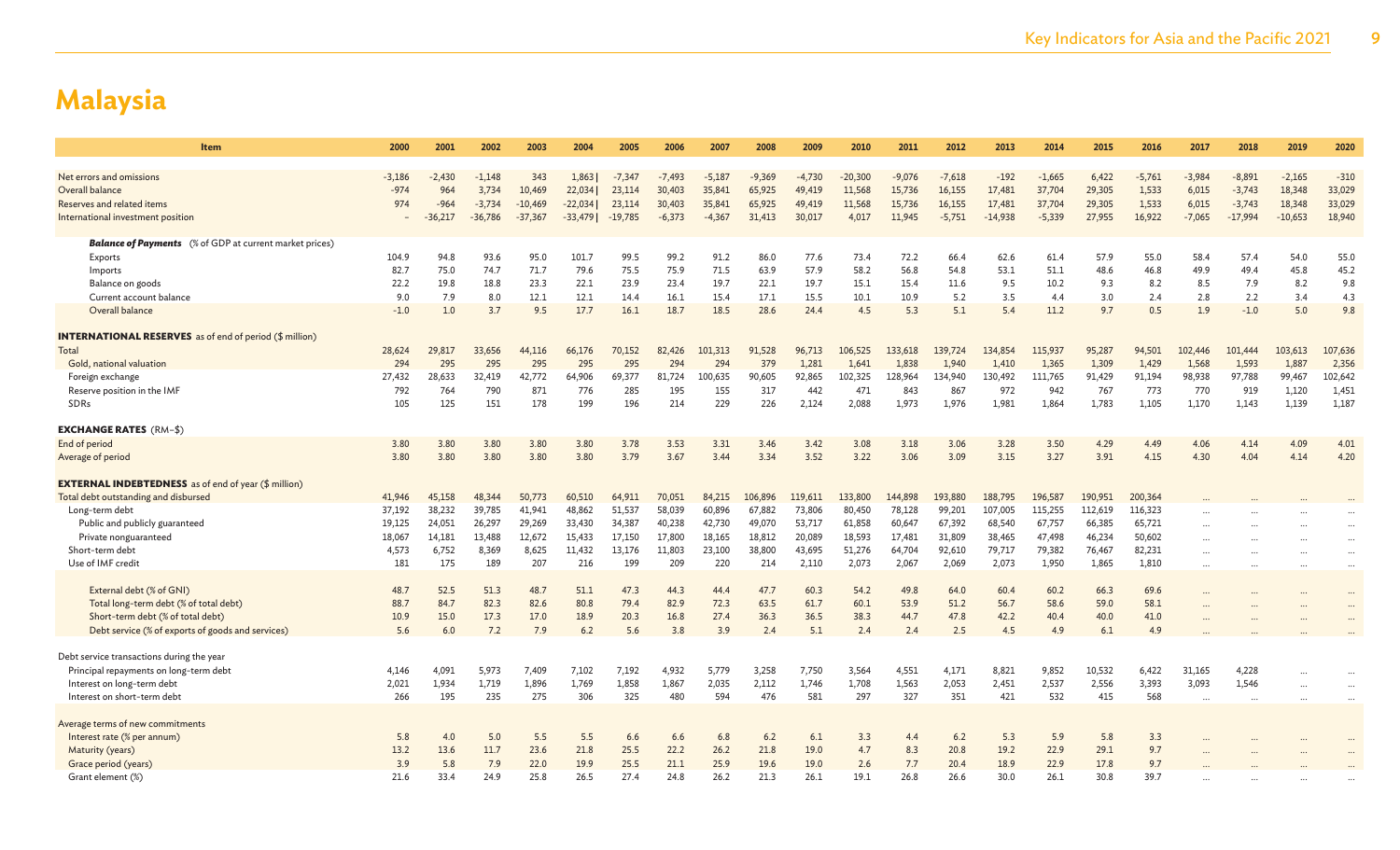# Malaysia

| Item | 2000 | 2001 | 2002 | 2003 | 2004 | 2005 | 2006 | 2007 | 2008 | 2009 | 2010 | 2011 | 2012 | 2013 | 2014 | 2015 | 2016 | 2017 | 2018 | 2019 | 2020 |
|---|---|---|---|---|---|---|---|---|---|---|---|---|---|---|---|---|---|---|---|---|---|
| Net errors and omissions | -3,186 | -2,430 | -1,148 | 343 | 1,863 | -7,347 | -7,493 | -5,187 | -9,369 | -4,730 | -20,300 | -9,076 | -7,618 | -192 | -1,665 | 6,422 | -5,761 | -3,984 | -8,891 | -2,165 | -310 |
| Overall balance | -974 | 964 | 3,734 | 10,469 | 22,034 | 23,114 | 30,403 | 35,841 | 65,925 | 49,419 | 11,568 | 15,736 | 16,155 | 17,481 | 37,704 | 29,305 | 1,533 | 6,015 | -3,743 | 18,348 | 33,029 |
| Reserves and related items | 974 | -964 | -3,734 | -10,469 | -22,034 | 23,114 | 30,403 | 35,841 | 65,925 | 49,419 | 11,568 | 15,736 | 16,155 | 17,481 | 37,704 | 29,305 | 1,533 | 6,015 | -3,743 | 18,348 | 33,029 |
| International investment position | – | -36,217 | -36,786 | -37,367 | -33,479 | -19,785 | -6,373 | -4,367 | 31,413 | 30,017 | 4,017 | 11,945 | -5,751 | -14,938 | -5,339 | 27,955 | 16,922 | -7,065 | -17,994 | -10,653 | 18,940 |
| ***Balance of Payments*** (% of GDP at current market prices) | | | | | | | | | | | | | | | | | | | | | |
| Exports | 104.9 | 94.8 | 93.6 | 95.0 | 101.7 | 99.5 | 99.2 | 91.2 | 86.0 | 77.6 | 73.4 | 72.2 | 66.4 | 62.6 | 61.4 | 57.9 | 55.0 | 58.4 | 57.4 | 54.0 | 55.0 |
| Imports | 82.7 | 75.0 | 74.7 | 71.7 | 79.6 | 75.5 | 75.9 | 71.5 | 63.9 | 57.9 | 58.2 | 56.8 | 54.8 | 53.1 | 51.1 | 48.6 | 46.8 | 49.9 | 49.4 | 45.8 | 45.2 |
| Balance on goods | 22.2 | 19.8 | 18.8 | 23.3 | 22.1 | 23.9 | 23.4 | 19.7 | 22.1 | 19.7 | 15.1 | 15.4 | 11.6 | 9.5 | 10.2 | 9.3 | 8.2 | 8.5 | 7.9 | 8.2 | 9.8 |
| Current account balance | 9.0 | 7.9 | 8.0 | 12.1 | 12.1 | 14.4 | 16.1 | 15.4 | 17.1 | 15.5 | 10.1 | 10.9 | 5.2 | 3.5 | 4.4 | 3.0 | 2.4 | 2.8 | 2.2 | 3.4 | 4.3 |
| Overall balance | -1.0 | 1.0 | 3.7 | 9.5 | 17.7 | 16.1 | 18.7 | 18.5 | 28.6 | 24.4 | 4.5 | 5.3 | 5.1 | 5.4 | 11.2 | 9.7 | 0.5 | 1.9 | -1.0 | 5.0 | 9.8 |
| **INTERNATIONAL RESERVES** as of end of period ($ million) | | | | | | | | | | | | | | | | | | | | | |
| Total | 28,624 | 29,817 | 33,656 | 44,116 | 66,176 | 70,152 | 82,426 | 101,313 | 91,528 | 96,713 | 106,525 | 133,618 | 139,724 | 134,854 | 115,937 | 95,287 | 94,501 | 102,446 | 101,444 | 103,613 | 107,636 |
| Gold, national valuation | 294 | 295 | 295 | 295 | 295 | 295 | 294 | 294 | 379 | 1,281 | 1,641 | 1,838 | 1,940 | 1,410 | 1,365 | 1,309 | 1,429 | 1,568 | 1,593 | 1,887 | 2,356 |
| Foreign exchange | 27,432 | 28,633 | 32,419 | 42,772 | 64,906 | 69,377 | 81,724 | 100,635 | 90,605 | 92,865 | 102,325 | 128,964 | 134,940 | 130,492 | 111,765 | 91,429 | 91,194 | 98,938 | 97,788 | 99,467 | 102,642 |
| Reserve position in the IMF | 792 | 764 | 790 | 871 | 776 | 285 | 195 | 155 | 317 | 442 | 471 | 843 | 867 | 972 | 942 | 767 | 773 | 770 | 919 | 1,120 | 1,451 |
| SDRs | 105 | 125 | 151 | 178 | 199 | 196 | 214 | 229 | 226 | 2,124 | 2,088 | 1,973 | 1,976 | 1,981 | 1,864 | 1,783 | 1,105 | 1,170 | 1,143 | 1,139 | 1,187 |
| **EXCHANGE RATES** (RM–$) | | | | | | | | | | | | | | | | | | | | | |
| End of period | 3.80 | 3.80 | 3.80 | 3.80 | 3.80 | 3.78 | 3.53 | 3.31 | 3.46 | 3.42 | 3.08 | 3.18 | 3.06 | 3.28 | 3.50 | 4.29 | 4.49 | 4.06 | 4.14 | 4.09 | 4.01 |
| Average of period | 3.80 | 3.80 | 3.80 | 3.80 | 3.80 | 3.79 | 3.67 | 3.44 | 3.34 | 3.52 | 3.22 | 3.06 | 3.09 | 3.15 | 3.27 | 3.91 | 4.15 | 4.30 | 4.04 | 4.14 | 4.20 |
| **EXTERNAL INDEBTEDNESS** as of end of year ($ million) | | | | | | | | | | | | | | | | | | | | | |
| Total debt outstanding and disbursed | 41,946 | 45,158 | 48,344 | 50,773 | 60,510 | 64,911 | 70,051 | 84,215 | 106,896 | 119,611 | 133,800 | 144,898 | 193,880 | 188,795 | 196,587 | 190,951 | 200,364 | ... | ... | ... | ... |
| Long-term debt | 37,192 | 38,232 | 39,785 | 41,941 | 48,862 | 51,537 | 58,039 | 60,896 | 67,882 | 73,806 | 80,450 | 78,128 | 99,201 | 107,005 | 115,255 | 112,619 | 116,323 | ... | ... | ... | ... |
| Public and publicly guaranteed | 19,125 | 24,051 | 26,297 | 29,269 | 33,430 | 34,387 | 40,238 | 42,730 | 49,070 | 53,717 | 61,858 | 60,647 | 67,392 | 68,540 | 67,757 | 66,385 | 65,721 | ... | ... | ... | ... |
| Private nonguaranteed | 18,067 | 14,181 | 13,488 | 12,672 | 15,433 | 17,150 | 17,800 | 18,165 | 18,812 | 20,089 | 18,593 | 17,481 | 31,809 | 38,465 | 47,498 | 46,234 | 50,602 | ... | ... | ... | ... |
| Short-term debt | 4,573 | 6,752 | 8,369 | 8,625 | 11,432 | 13,176 | 11,803 | 23,100 | 38,800 | 43,695 | 51,276 | 64,704 | 92,610 | 79,717 | 79,382 | 76,467 | 82,231 | ... | ... | ... | ... |
| Use of IMF credit | 181 | 175 | 189 | 207 | 216 | 199 | 209 | 220 | 214 | 2,110 | 2,073 | 2,067 | 2,069 | 2,073 | 1,950 | 1,865 | 1,810 | ... | ... | ... | ... |
| External debt (% of GNI) | 48.7 | 52.5 | 51.3 | 48.7 | 51.1 | 47.3 | 44.3 | 44.4 | 47.7 | 60.3 | 54.2 | 49.8 | 64.0 | 60.4 | 60.2 | 66.3 | 69.6 | ... | ... | ... | ... |
| Total long-term debt (% of total debt) | 88.7 | 84.7 | 82.3 | 82.6 | 80.8 | 79.4 | 82.9 | 72.3 | 63.5 | 61.7 | 60.1 | 53.9 | 51.2 | 56.7 | 58.6 | 59.0 | 58.1 | ... | ... | ... | ... |
| Short-term debt (% of total debt) | 10.9 | 15.0 | 17.3 | 17.0 | 18.9 | 20.3 | 16.8 | 27.4 | 36.3 | 36.5 | 38.3 | 44.7 | 47.8 | 42.2 | 40.4 | 40.0 | 41.0 | ... | ... | ... | ... |
| Debt service (% of exports of goods and services) | 5.6 | 6.0 | 7.2 | 7.9 | 6.2 | 5.6 | 3.8 | 3.9 | 2.4 | 5.1 | 2.4 | 2.4 | 2.5 | 4.5 | 4.9 | 6.1 | 4.9 | ... | ... | ... | ... |
| Debt service transactions during the year | | | | | | | | | | | | | | | | | | | | | |
| Principal repayments on long-term debt | 4,146 | 4,091 | 5,973 | 7,409 | 7,102 | 7,192 | 4,932 | 5,779 | 3,258 | 7,750 | 3,564 | 4,551 | 4,171 | 8,821 | 9,852 | 10,532 | 6,422 | 31,165 | 4,228 | ... | ... |
| Interest on long-term debt | 2,021 | 1,934 | 1,719 | 1,896 | 1,769 | 1,858 | 1,867 | 2,035 | 2,112 | 1,746 | 1,708 | 1,563 | 2,053 | 2,451 | 2,537 | 2,556 | 3,393 | 3,093 | 1,546 | ... | ... |
| Interest on short-term debt | 266 | 195 | 235 | 275 | 306 | 325 | 480 | 594 | 476 | 581 | 297 | 327 | 351 | 421 | 532 | 415 | 568 | ... | ... | ... | ... |
| Average terms of new commitments | | | | | | | | | | | | | | | | | | | | | |
| Interest rate (% per annum) | 5.8 | 4.0 | 5.0 | 5.5 | 5.5 | 6.6 | 6.6 | 6.8 | 6.2 | 6.1 | 3.3 | 4.4 | 6.2 | 5.3 | 5.9 | 5.8 | 3.3 | ... | ... | ... | ... |
| Maturity (years) | 13.2 | 13.6 | 11.7 | 23.6 | 21.8 | 25.5 | 22.2 | 26.2 | 21.8 | 19.0 | 4.7 | 8.3 | 20.8 | 19.2 | 22.9 | 29.1 | 9.7 | ... | ... | ... | ... |
| Grace period (years) | 3.9 | 5.8 | 7.9 | 22.0 | 19.9 | 25.5 | 21.1 | 25.9 | 19.6 | 19.0 | 2.6 | 7.7 | 20.4 | 18.9 | 22.9 | 17.8 | 9.7 | ... | ... | ... | ... |
| Grant element (%) | 21.6 | 33.4 | 24.9 | 25.8 | 26.5 | 27.4 | 24.8 | 26.2 | 21.3 | 26.1 | 19.1 | 26.8 | 26.6 | 30.0 | 26.1 | 30.8 | 39.7 | ... | ... | ... | ... |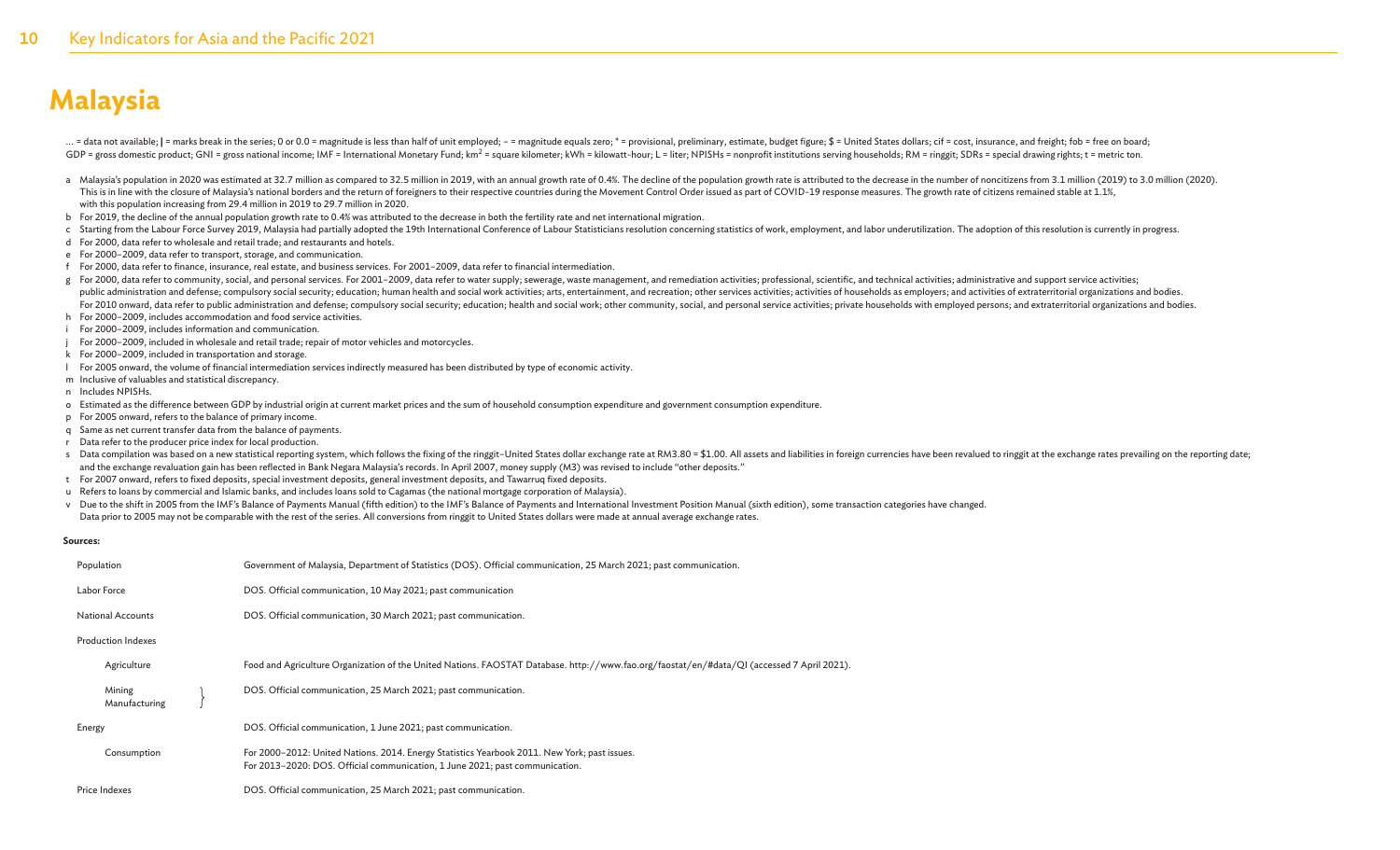# Malaysia

... = data not available; | = marks break in the series; 0 or 0.0 = magnitude is less than half of unit employed; – = magnitude equals zero; * = provisional, preliminary, estimate, budget figure; $ = United States dollars; cif = cost, insurance, and freight; fob = free on board; GDP = gross domestic product; GNI = gross national income; IMF = International Monetary Fund; km² = square kilometer; kWh = kilowatt-hour; L = liter; NPISHs = nonprofit institutions serving households; RM = ringgit; SDRs = special drawing rights; t = metric ton.

a Malaysia's population in 2020 was estimated at 32.7 million as compared to 32.5 million in 2019, with an annual growth rate of 0.4%. The decline of the population growth rate is attributed to the decrease in the number of noncitizens from 3.1 million (2019) to 3.0 million (2020). This is in line with the closure of Malaysia's national borders and the return of foreigners to their respective countries during the Movement Control Order issued as part of COVID-19 response measures. The growth rate of citizens remained stable at 1.1%, with this population increasing from 29.4 million in 2019 to 29.7 million in 2020.

b For 2019, the decline of the annual population growth rate to 0.4% was attributed to the decrease in both the fertility rate and net international migration.

c Starting from the Labour Force Survey 2019, Malaysia had partially adopted the 19th International Conference of Labour Statisticians resolution concerning statistics of work, employment, and labor underutilization. The adoption of this resolution is currently in progress.

d For 2000, data refer to wholesale and retail trade; and restaurants and hotels.

e For 2000–2009, data refer to transport, storage, and communication.

f For 2000, data refer to finance, insurance, real estate, and business services. For 2001–2009, data refer to financial intermediation.

g For 2000, data refer to community, social, and personal services. For 2001–2009, data refer to water supply; sewerage, waste management, and remediation activities; professional, scientific, and technical activities; administrative and support service activities; public administration and defense; compulsory social security; education; human health and social work activities; arts, entertainment, and recreation; other services activities; activities of households as employers; and activities of extraterritorial organizations and bodies. For 2010 onward, data refer to public administration and defense; compulsory social security; education; health and social work; other community, social, and personal service activities; private households with employed persons; and extraterritorial organizations and bodies.

h For 2000–2009, includes accommodation and food service activities.

i For 2000–2009, includes information and communication.

j For 2000–2009, included in wholesale and retail trade; repair of motor vehicles and motorcycles.

k For 2000–2009, included in transportation and storage.

l For 2005 onward, the volume of financial intermediation services indirectly measured has been distributed by type of economic activity.

m Inclusive of valuables and statistical discrepancy.

n Includes NPISHs.

o Estimated as the difference between GDP by industrial origin at current market prices and the sum of household consumption expenditure and government consumption expenditure.

p For 2005 onward, refers to the balance of primary income.

q Same as net current transfer data from the balance of payments.

r Data refer to the producer price index for local production.

s Data compilation was based on a new statistical reporting system, which follows the fixing of the ringgit–United States dollar exchange rate at RM3.80 = $1.00. All assets and liabilities in foreign currencies have been revalued to ringgit at the exchange rates prevailing on the reporting date; and the exchange revaluation gain has been reflected in Bank Negara Malaysia's records. In April 2007, money supply (M3) was revised to include "other deposits."

t For 2007 onward, refers to fixed deposits, special investment deposits, general investment deposits, and Tawarruq fixed deposits.

u Refers to loans by commercial and Islamic banks, and includes loans sold to Cagamas (the national mortgage corporation of Malaysia).

v Due to the shift in 2005 from the IMF's Balance of Payments Manual (fifth edition) to the IMF's Balance of Payments and International Investment Position Manual (sixth edition), some transaction categories have changed. Data prior to 2005 may not be comparable with the rest of the series. All conversions from ringgit to United States dollars were made at annual average exchange rates.

**Sources:**

| | |
|---|---|
| Population | Government of Malaysia, Department of Statistics (DOS). Official communication, 25 March 2021; past communication. |
| Labor Force | DOS. Official communication, 10 May 2021; past communication |
| National Accounts | DOS. Official communication, 30 March 2021; past communication. |
| Production Indexes | |
| Agriculture | Food and Agriculture Organization of the United Nations. FAOSTAT Database. http://www.fao.org/faostat/en/#data/QI (accessed 7 April 2021). |
| Mining, Manufacturing | DOS. Official communication, 25 March 2021; past communication. |
| Energy | DOS. Official communication, 1 June 2021; past communication. |
| Consumption | For 2000–2012: United Nations. 2014. Energy Statistics Yearbook 2011. New York; past issues. For 2013–2020: DOS. Official communication, 1 June 2021; past communication. |
| Price Indexes | DOS. Official communication, 25 March 2021; past communication. |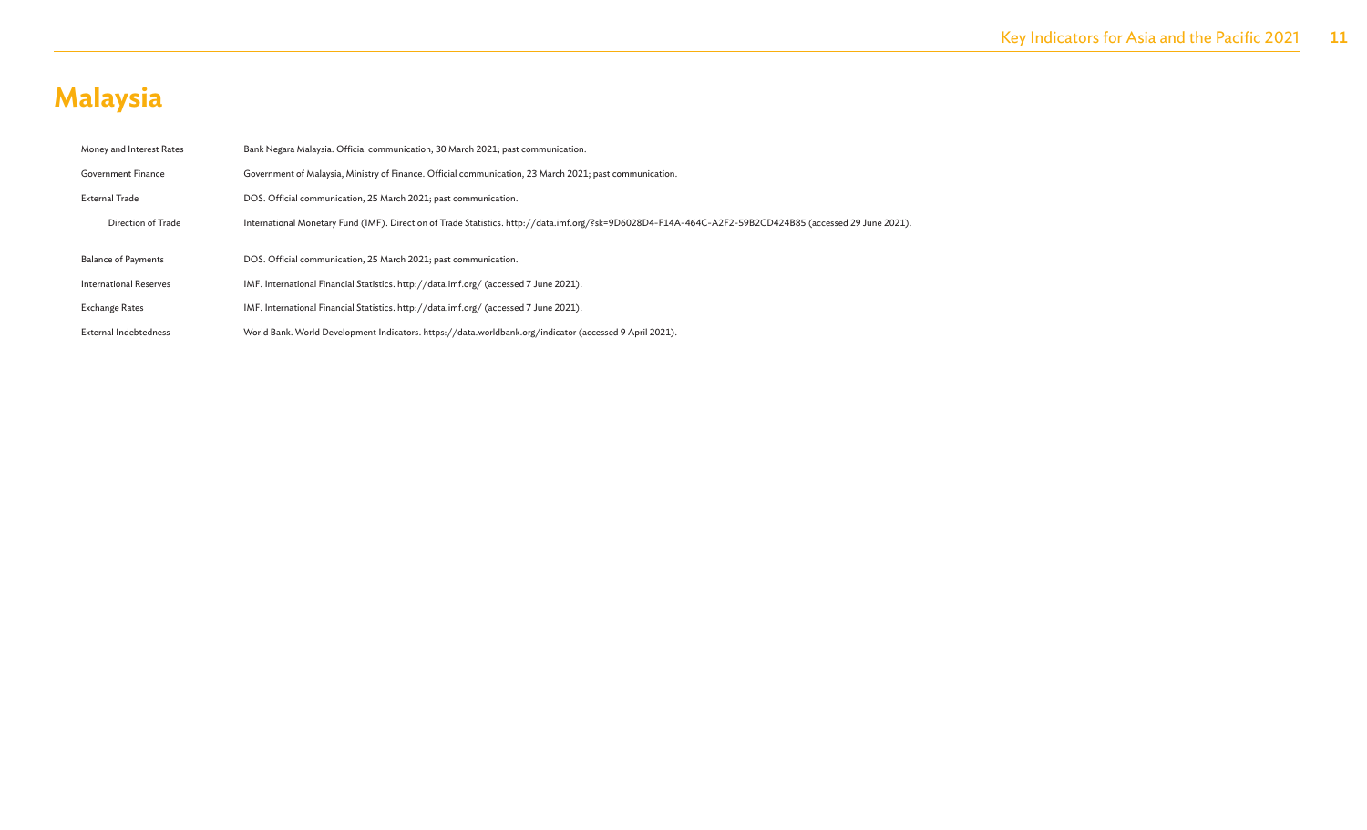# Malaysia

| | |
|---|---|
| Money and Interest Rates | Bank Negara Malaysia. Official communication, 30 March 2021; past communication. |
| Government Finance | Government of Malaysia, Ministry of Finance. Official communication, 23 March 2021; past communication. |
| External Trade | DOS. Official communication, 25 March 2021; past communication. |
| Direction of Trade | International Monetary Fund (IMF). Direction of Trade Statistics. http://data.imf.org/?sk=9D6028D4-F14A-464C-A2F2-59B2CD424B85 (accessed 29 June 2021). |
| Balance of Payments | DOS. Official communication, 25 March 2021; past communication. |
| International Reserves | IMF. International Financial Statistics. http://data.imf.org/ (accessed 7 June 2021). |
| Exchange Rates | IMF. International Financial Statistics. http://data.imf.org/ (accessed 7 June 2021). |
| External Indebtedness | World Bank. World Development Indicators. https://data.worldbank.org/indicator (accessed 9 April 2021). |